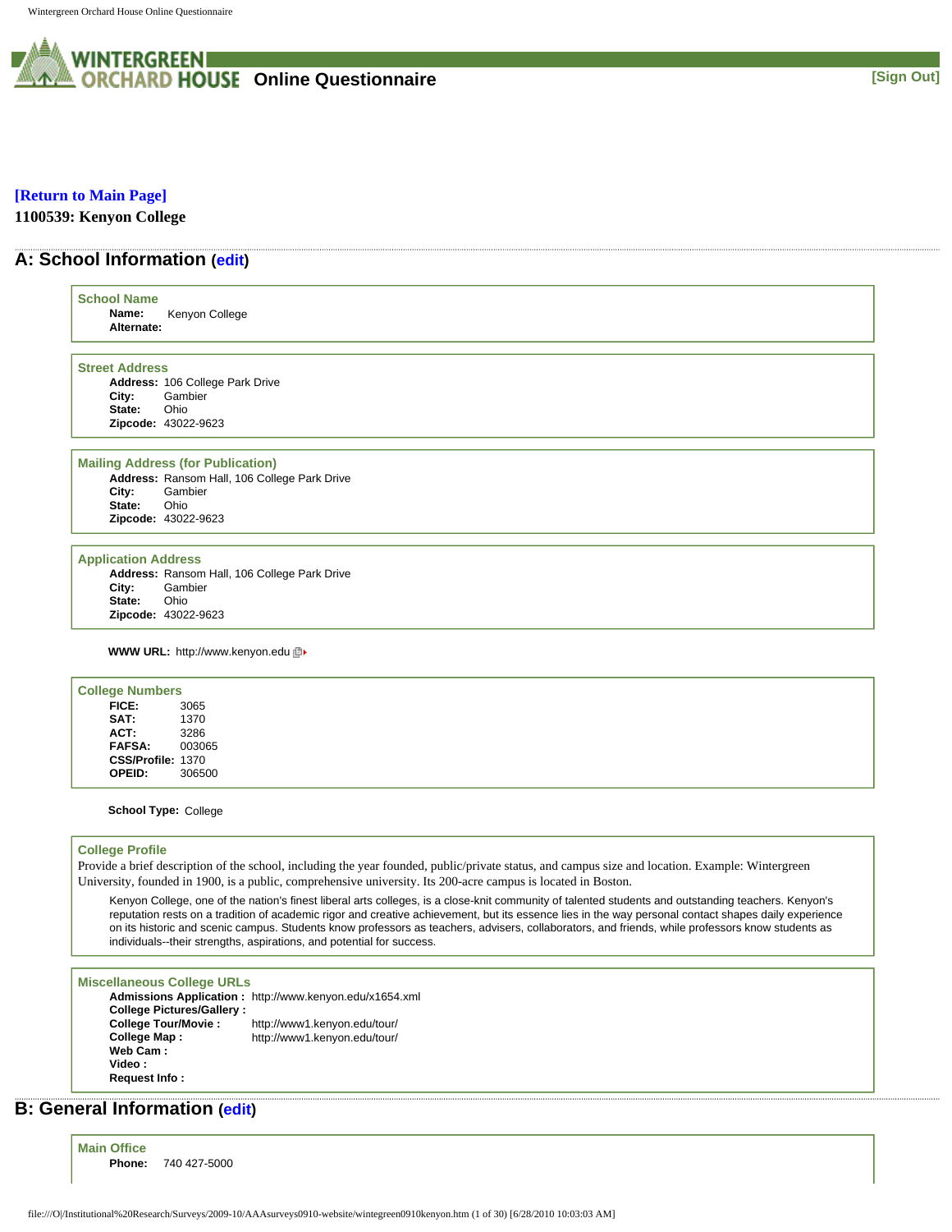# Wintergreen Orchard House Online Questionnaire

[Sign Out]

[Return to Main Page]

**1100539: Kenyon College**

## A: School Information (edit)

### School Name

**Name:** Kenyon College
**Alternate:**

### Street Address

**Address:** 106 College Park Drive
**City:** Gambier
**State:** Ohio
**Zipcode:** 43022-9623

### Mailing Address (for Publication)

**Address:** Ransom Hall, 106 College Park Drive
**City:** Gambier
**State:** Ohio
**Zipcode:** 43022-9623

### Application Address

**Address:** Ransom Hall, 106 College Park Drive
**City:** Gambier
**State:** Ohio
**Zipcode:** 43022-9623

**WWW URL:** http://www.kenyon.edu

### College Numbers

**FICE:** 3065
**SAT:** 1370
**ACT:** 3286
**FAFSA:** 003065
**CSS/Profile:** 1370
**OPEID:** 306500

**School Type:** College

### College Profile

Provide a brief description of the school, including the year founded, public/private status, and campus size and location. Example: Wintergreen University, founded in 1900, is a public, comprehensive university. Its 200-acre campus is located in Boston.

Kenyon College, one of the nation's finest liberal arts colleges, is a close-knit community of talented students and outstanding teachers. Kenyon's reputation rests on a tradition of academic rigor and creative achievement, but its essence lies in the way personal contact shapes daily experience on its historic and scenic campus. Students know professors as teachers, advisers, collaborators, and friends, while professors know students as individuals--their strengths, aspirations, and potential for success.

### Miscellaneous College URLs

**Admissions Application :** http://www.kenyon.edu/x1654.xml
**College Pictures/Gallery :**
**College Tour/Movie :** http://www1.kenyon.edu/tour/
**College Map :** http://www1.kenyon.edu/tour/
**Web Cam :**
**Video :**
**Request Info :**

## B: General Information (edit)

### Main Office

**Phone:** 740 427-5000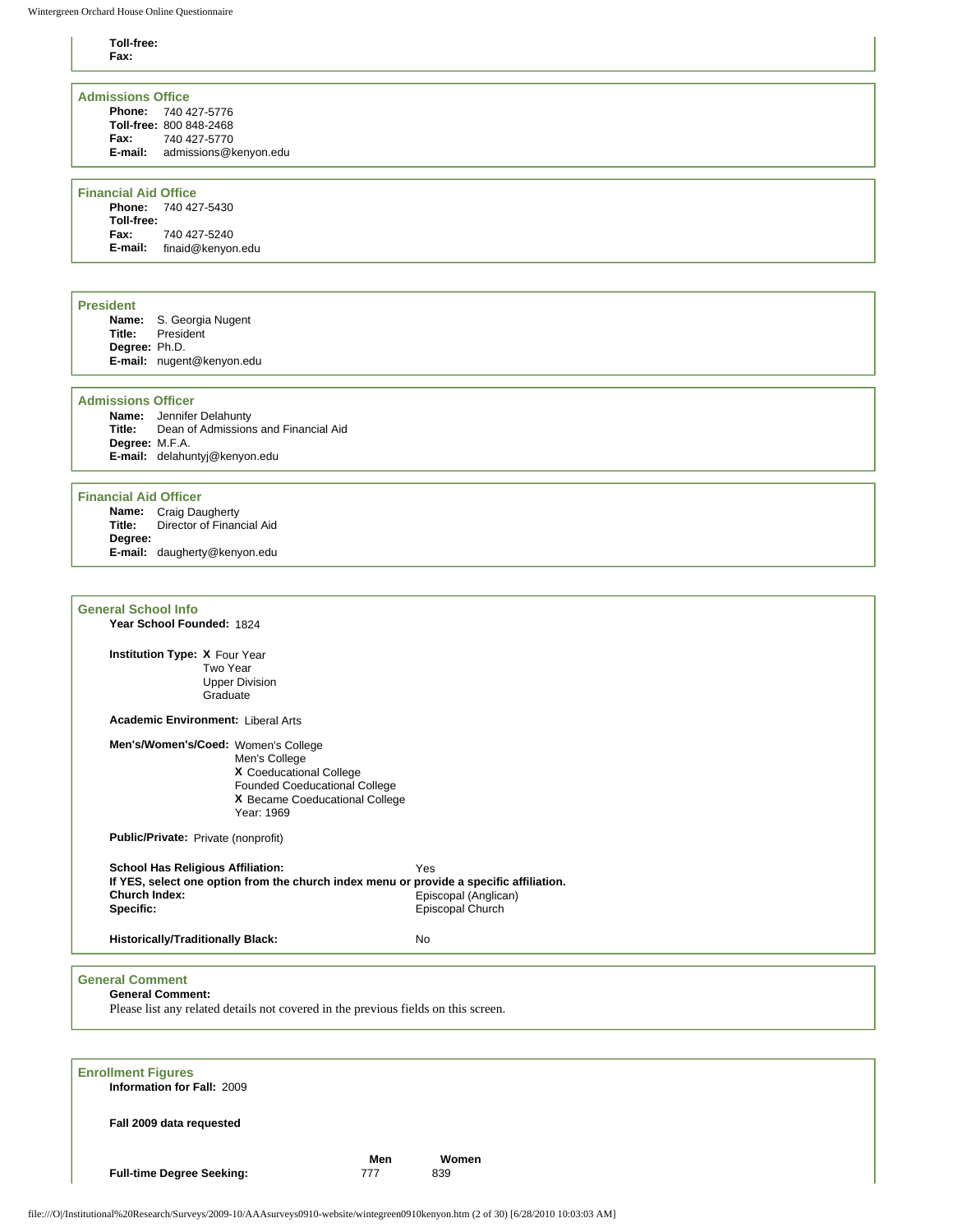**Toll-free:**
**Fax:**

### Admissions Office

**Phone:** 740 427-5776
**Toll-free:** 800 848-2468
**Fax:** 740 427-5770
**E-mail:** admissions@kenyon.edu

### Financial Aid Office

**Phone:** 740 427-5430
**Toll-free:**
**Fax:** 740 427-5240
**E-mail:** finaid@kenyon.edu

### President

**Name:** S. Georgia Nugent
**Title:** President
**Degree:** Ph.D.
**E-mail:** nugent@kenyon.edu

### Admissions Officer

**Name:** Jennifer Delahunty
**Title:** Dean of Admissions and Financial Aid
**Degree:** M.F.A.
**E-mail:** delahuntyj@kenyon.edu

### Financial Aid Officer

**Name:** Craig Daugherty
**Title:** Director of Financial Aid
**Degree:**
**E-mail:** daugherty@kenyon.edu

### General School Info

**Year School Founded:** 1824

**Institution Type:** X Four Year
Two Year
Upper Division
Graduate

**Academic Environment:** Liberal Arts

**Men's/Women's/Coed:** Women's College
Men's College
X Coeducational College
Founded Coeducational College
X Became Coeducational College
Year: 1969

**Public/Private:** Private (nonprofit)

**School Has Religious Affiliation:** Yes
**If YES, select one option from the church index menu or provide a specific affiliation.**
**Church Index:** Episcopal (Anglican)
**Specific:** Episcopal Church

**Historically/Traditionally Black:** No

### General Comment

**General Comment:**
Please list any related details not covered in the previous fields on this screen.

### Enrollment Figures

**Information for Fall:** 2009

**Fall 2009 data requested**

| | Men | Women |
|---|---|---|
| **Full-time Degree Seeking:** | 777 | 839 |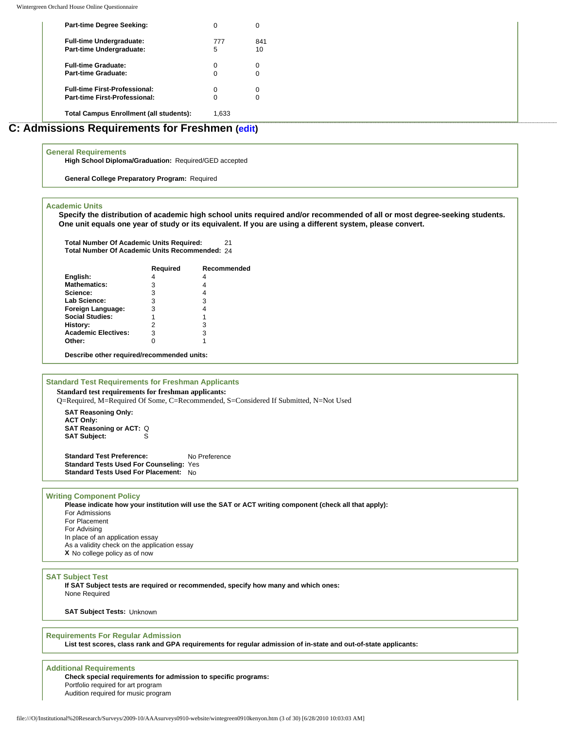| | | |
|---|---|---|
| **Part-time Degree Seeking:** | 0 | 0 |
| **Full-time Undergraduate:** | 777 | 841 |
| **Part-time Undergraduate:** | 5 | 10 |
| **Full-time Graduate:** | 0 | 0 |
| **Part-time Graduate:** | 0 | 0 |
| **Full-time First-Professional:** | 0 | 0 |
| **Part-time First-Professional:** | 0 | 0 |
| **Total Campus Enrollment (all students):** | 1,633 | |

## C: Admissions Requirements for Freshmen (edit)

### General Requirements

**High School Diploma/Graduation:** Required/GED accepted

**General College Preparatory Program:** Required

### Academic Units

**Specify the distribution of academic high school units required and/or recommended of all or most degree-seeking students. One unit equals one year of study or its equivalent. If you are using a different system, please convert.**

**Total Number Of Academic Units Required:** 21
**Total Number Of Academic Units Recommended:** 24

| | Required | Recommended |
|---|---|---|
| **English:** | 4 | 4 |
| **Mathematics:** | 3 | 4 |
| **Science:** | 3 | 4 |
| **Lab Science:** | 3 | 3 |
| **Foreign Language:** | 3 | 4 |
| **Social Studies:** | 1 | 1 |
| **History:** | 2 | 3 |
| **Academic Electives:** | 3 | 3 |
| **Other:** | 0 | 1 |

**Describe other required/recommended units:**

### Standard Test Requirements for Freshman Applicants

**Standard test requirements for freshman applicants:**
Q=Required, M=Required Of Some, C=Recommended, S=Considered If Submitted, N=Not Used

**SAT Reasoning Only:**
**ACT Only:**
**SAT Reasoning or ACT:** Q
**SAT Subject:** S

**Standard Test Preference:** No Preference
**Standard Tests Used For Counseling:** Yes
**Standard Tests Used For Placement:** No

### Writing Component Policy

**Please indicate how your institution will use the SAT or ACT writing component (check all that apply):**

For Admissions
For Placement
For Advising
In place of an application essay
As a validity check on the application essay
**X** No college policy as of now

### SAT Subject Test

**If SAT Subject tests are required or recommended, specify how many and which ones:**
None Required

**SAT Subject Tests:** Unknown

### Requirements For Regular Admission

**List test scores, class rank and GPA requirements for regular admission of in-state and out-of-state applicants:**

### Additional Requirements

**Check special requirements for admission to specific programs:**
Portfolio required for art program
Audition required for music program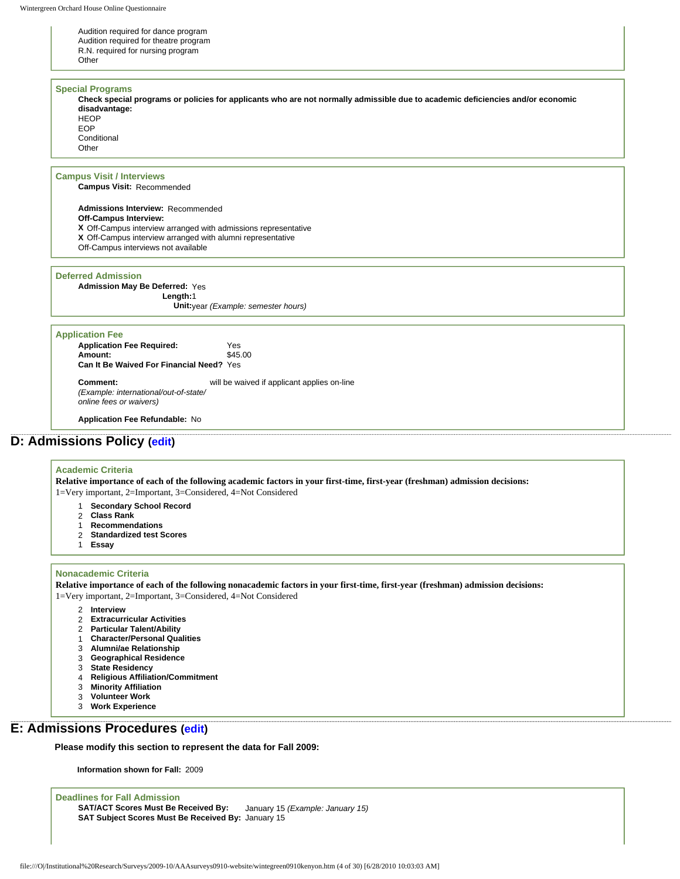Audition required for dance program
Audition required for theatre program
R.N. required for nursing program
Other

### Special Programs

**Check special programs or policies for applicants who are not normally admissible due to academic deficiencies and/or economic disadvantage:**

HEOP
EOP
Conditional
Other

### Campus Visit / Interviews

**Campus Visit:** Recommended

**Admissions Interview:** Recommended
**Off-Campus Interview:**
**X** Off-Campus interview arranged with admissions representative
**X** Off-Campus interview arranged with alumni representative
Off-Campus interviews not available

### Deferred Admission

**Admission May Be Deferred:** Yes
**Length:** 1
**Unit:** year *(Example: semester hours)*

### Application Fee

**Application Fee Required:** Yes
**Amount:** $45.00
**Can It Be Waived For Financial Need?** Yes

**Comment:** will be waived if applicant applies on-line
*(Example: international/out-of-state/ online fees or waivers)*

**Application Fee Refundable:** No

## D: Admissions Policy (edit)

### Academic Criteria

**Relative importance of each of the following academic factors in your first-time, first-year (freshman) admission decisions:**
1=Very important, 2=Important, 3=Considered, 4=Not Considered

1 **Secondary School Record**
2 **Class Rank**
1 **Recommendations**
2 **Standardized test Scores**
1 **Essay**

### Nonacademic Criteria

**Relative importance of each of the following nonacademic factors in your first-time, first-year (freshman) admission decisions:**
1=Very important, 2=Important, 3=Considered, 4=Not Considered

2 **Interview**
2 **Extracurricular Activities**
2 **Particular Talent/Ability**
1 **Character/Personal Qualities**
3 **Alumni/ae Relationship**
3 **Geographical Residence**
3 **State Residency**
4 **Religious Affiliation/Commitment**
3 **Minority Affiliation**
3 **Volunteer Work**
3 **Work Experience**

## E: Admissions Procedures (edit)

**Please modify this section to represent the data for Fall 2009:**

**Information shown for Fall:** 2009

### Deadlines for Fall Admission

**SAT/ACT Scores Must Be Received By:** January 15 *(Example: January 15)*
**SAT Subject Scores Must Be Received By:** January 15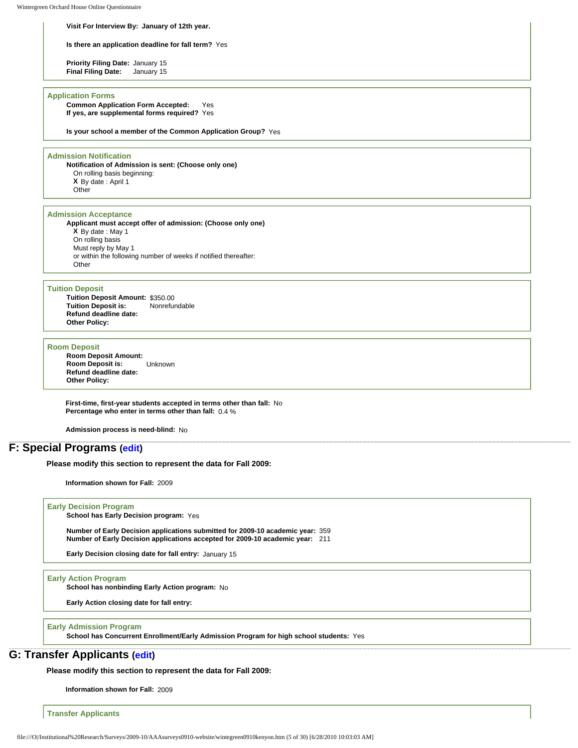**Visit For Interview By:** January of 12th year.

**Is there an application deadline for fall term?** Yes

**Priority Filing Date:** January 15
**Final Filing Date:** January 15

### Application Forms

**Common Application Form Accepted:** Yes
**If yes, are supplemental forms required?** Yes

**Is your school a member of the Common Application Group?** Yes

### Admission Notification

**Notification of Admission is sent: (Choose only one)**
On rolling basis beginning:
**X** By date : April 1
Other

### Admission Acceptance

**Applicant must accept offer of admission: (Choose only one)**
**X** By date : May 1
On rolling basis
Must reply by May 1
or within the following number of weeks if notified thereafter:
Other

### Tuition Deposit

**Tuition Deposit Amount:** $350.00
**Tuition Deposit is:** Nonrefundable
**Refund deadline date:**
**Other Policy:**

### Room Deposit

**Room Deposit Amount:**
**Room Deposit is:** Unknown
**Refund deadline date:**
**Other Policy:**

**First-time, first-year students accepted in terms other than fall:** No
**Percentage who enter in terms other than fall:** 0.4 %

**Admission process is need-blind:** No

## F: Special Programs (edit)

**Please modify this section to represent the data for Fall 2009:**

**Information shown for Fall:** 2009

### Early Decision Program

**School has Early Decision program:** Yes

**Number of Early Decision applications submitted for 2009-10 academic year:** 359
**Number of Early Decision applications accepted for 2009-10 academic year:** 211

**Early Decision closing date for fall entry:** January 15

### Early Action Program

**School has nonbinding Early Action program:** No

**Early Action closing date for fall entry:**

### Early Admission Program

**School has Concurrent Enrollment/Early Admission Program for high school students:** Yes

## G: Transfer Applicants (edit)

**Please modify this section to represent the data for Fall 2009:**

**Information shown for Fall:** 2009

### Transfer Applicants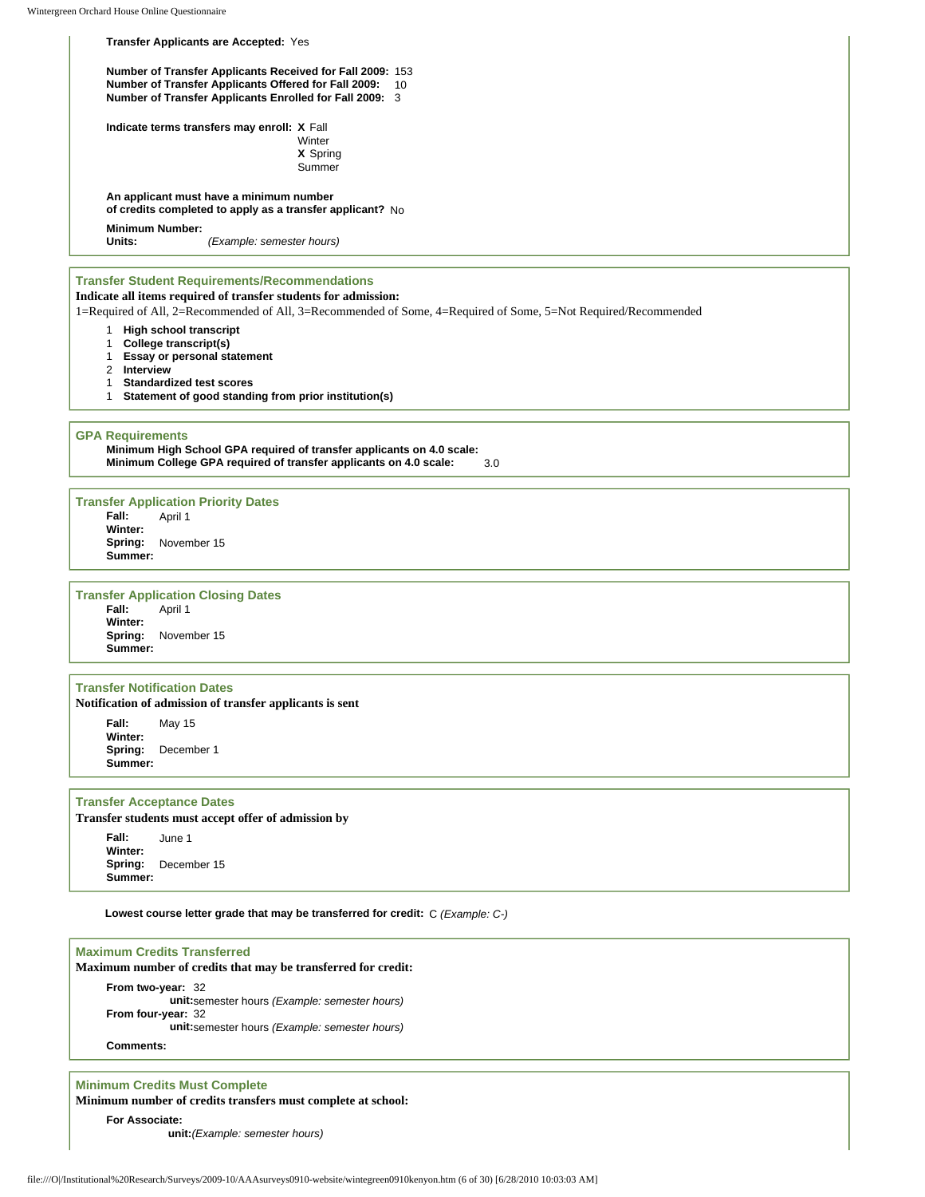**Transfer Applicants are Accepted:** Yes

**Number of Transfer Applicants Received for Fall 2009:** 153
**Number of Transfer Applicants Offered for Fall 2009:** 10
**Number of Transfer Applicants Enrolled for Fall 2009:** 3

**Indicate terms transfers may enroll:**
- **X** Fall
- Winter
- **X** Spring
- Summer

**An applicant must have a minimum number of credits completed to apply as a transfer applicant?** No

**Minimum Number:**
**Units:** *(Example: semester hours)*

### Transfer Student Requirements/Recommendations

**Indicate all items required of transfer students for admission:**

1=Required of All, 2=Recommended of All, 3=Recommended of Some, 4=Required of Some, 5=Not Required/Recommended

- 1 **High school transcript**
- 1 **College transcript(s)**
- 1 **Essay or personal statement**
- 2 **Interview**
- 1 **Standardized test scores**
- 1 **Statement of good standing from prior institution(s)**

### GPA Requirements

**Minimum High School GPA required of transfer applicants on 4.0 scale:**
**Minimum College GPA required of transfer applicants on 4.0 scale:** 3.0

### Transfer Application Priority Dates

**Fall:** April 1
**Winter:**
**Spring:** November 15
**Summer:**

### Transfer Application Closing Dates

**Fall:** April 1
**Winter:**
**Spring:** November 15
**Summer:**

### Transfer Notification Dates

**Notification of admission of transfer applicants is sent**

**Fall:** May 15
**Winter:**
**Spring:** December 1
**Summer:**

### Transfer Acceptance Dates

**Transfer students must accept offer of admission by**

**Fall:** June 1
**Winter:**
**Spring:** December 15
**Summer:**

**Lowest course letter grade that may be transferred for credit:** C *(Example: C-)*

### Maximum Credits Transferred

**Maximum number of credits that may be transferred for credit:**

**From two-year:** 32
**unit:** semester hours *(Example: semester hours)*
**From four-year:** 32
**unit:** semester hours *(Example: semester hours)*
**Comments:**

### Minimum Credits Must Complete

**Minimum number of credits transfers must complete at school:**

**For Associate:**
**unit:** *(Example: semester hours)*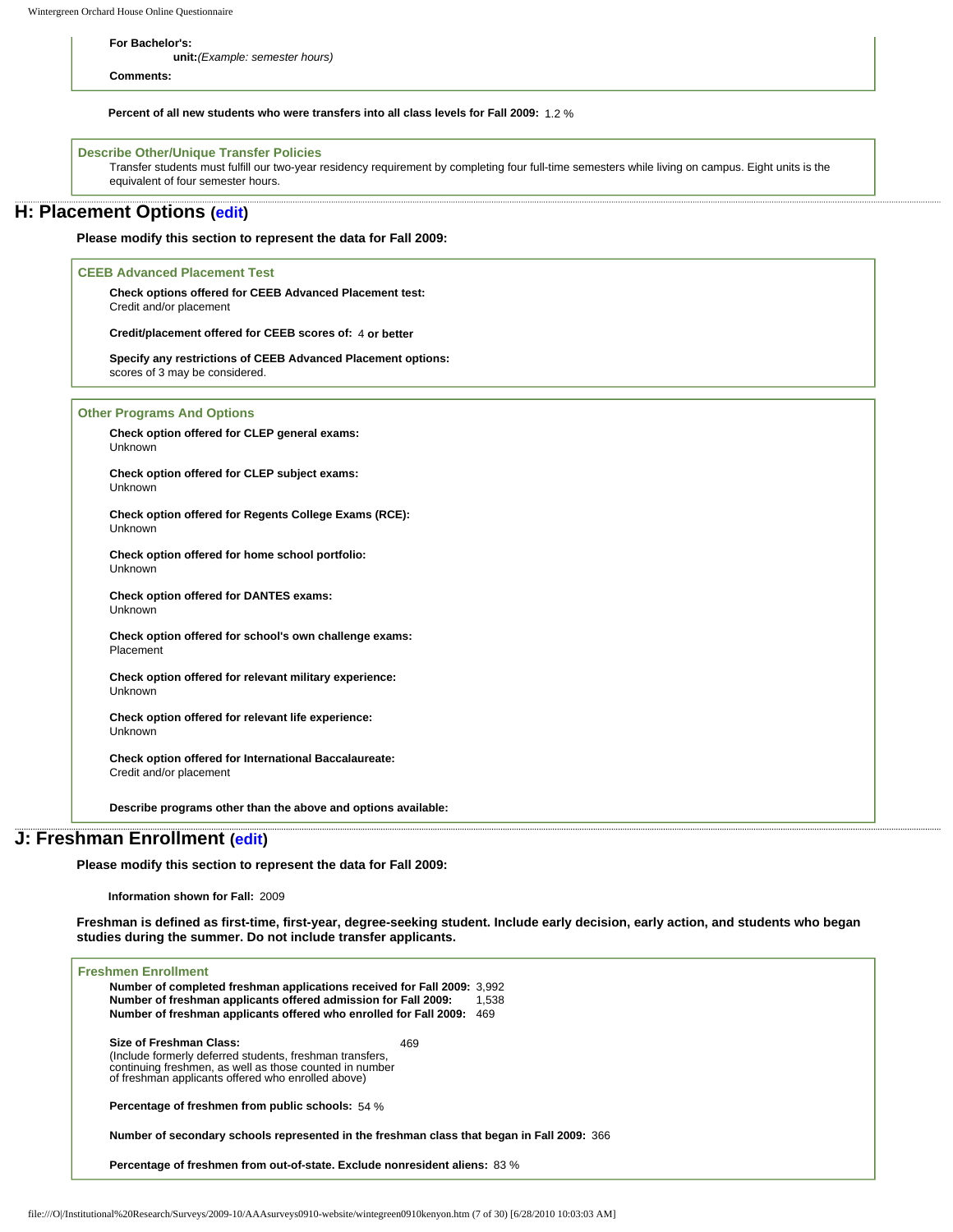**For Bachelor's:**

**unit:***(Example: semester hours)*

**Comments:**

**Percent of all new students who were transfers into all class levels for Fall 2009:** 1.2 %

**Describe Other/Unique Transfer Policies**

Transfer students must fulfill our two-year residency requirement by completing four full-time semesters while living on campus. Eight units is the equivalent of four semester hours.

## H: Placement Options (edit)

**Please modify this section to represent the data for Fall 2009:**

**CEEB Advanced Placement Test**

**Check options offered for CEEB Advanced Placement test:**
Credit and/or placement

**Credit/placement offered for CEEB scores of:** 4 **or better**

**Specify any restrictions of CEEB Advanced Placement options:**
scores of 3 may be considered.

**Other Programs And Options**

**Check option offered for CLEP general exams:**
Unknown

**Check option offered for CLEP subject exams:**
Unknown

**Check option offered for Regents College Exams (RCE):**
Unknown

**Check option offered for home school portfolio:**
Unknown

**Check option offered for DANTES exams:**
Unknown

**Check option offered for school's own challenge exams:**
Placement

**Check option offered for relevant military experience:**
Unknown

**Check option offered for relevant life experience:**
Unknown

**Check option offered for International Baccalaureate:**
Credit and/or placement

**Describe programs other than the above and options available:**

## J: Freshman Enrollment (edit)

**Please modify this section to represent the data for Fall 2009:**

**Information shown for Fall:** 2009

**Freshman is defined as first-time, first-year, degree-seeking student. Include early decision, early action, and students who began studies during the summer. Do not include transfer applicants.**

**Freshmen Enrollment**

**Number of completed freshman applications received for Fall 2009:** 3,992
**Number of freshman applicants offered admission for Fall 2009:** 1,538
**Number of freshman applicants offered who enrolled for Fall 2009:** 469

**Size of Freshman Class:** 469
(Include formerly deferred students, freshman transfers, continuing freshmen, as well as those counted in number of freshman applicants offered who enrolled above)

**Percentage of freshmen from public schools:** 54 %

**Number of secondary schools represented in the freshman class that began in Fall 2009:** 366

**Percentage of freshmen from out-of-state. Exclude nonresident aliens:** 83 %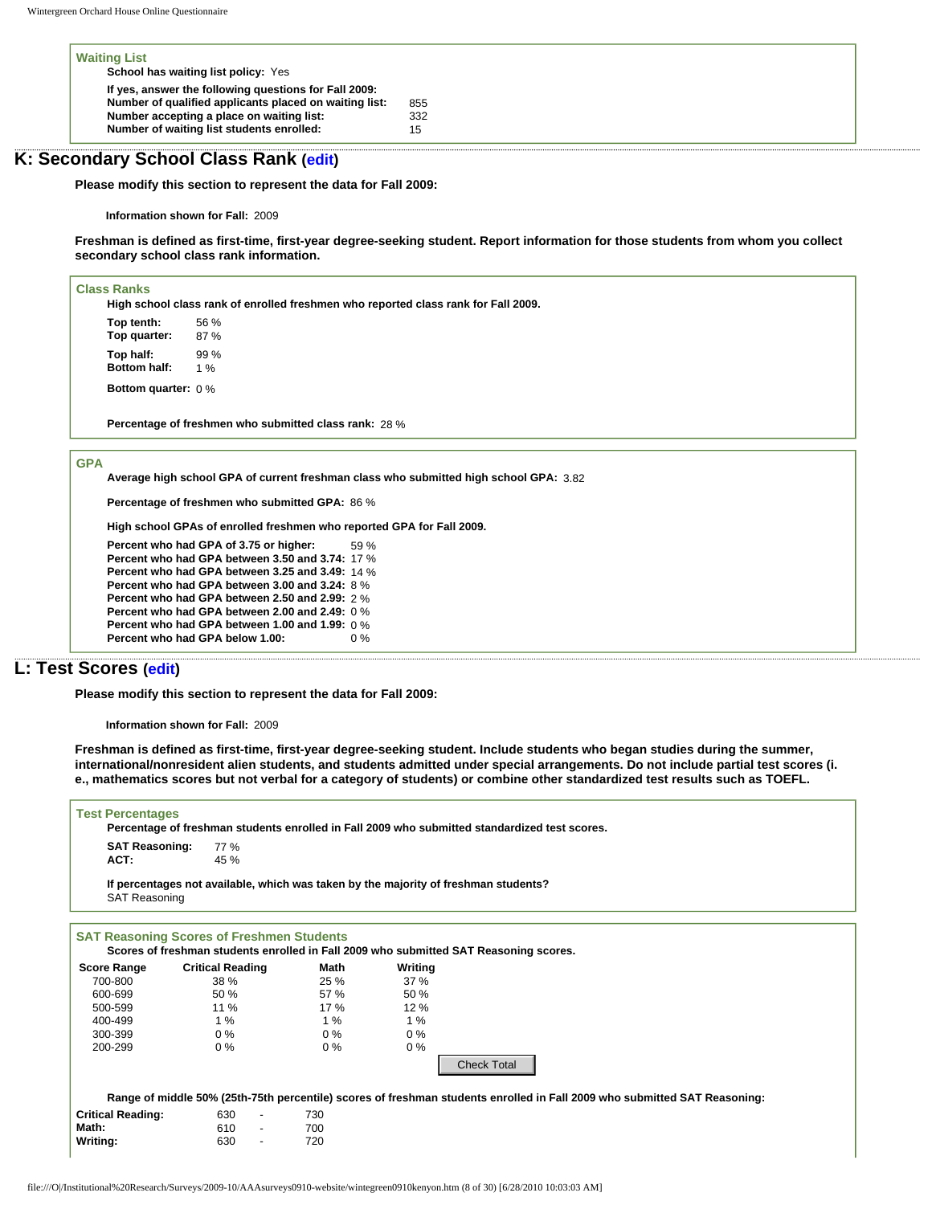### Waiting List

**School has waiting list policy:** Yes

**If yes, answer the following questions for Fall 2009:**

| | |
|---|---|
| **Number of qualified applicants placed on waiting list:** | 855 |
| **Number accepting a place on waiting list:** | 332 |
| **Number of waiting list students enrolled:** | 15 |

## K: Secondary School Class Rank (edit)

**Please modify this section to represent the data for Fall 2009:**

**Information shown for Fall:** 2009

**Freshman is defined as first-time, first-year degree-seeking student. Report information for those students from whom you collect secondary school class rank information.**

### Class Ranks

**High school class rank of enrolled freshmen who reported class rank for Fall 2009.**

| | |
|---|---|
| **Top tenth:** | 56 % |
| **Top quarter:** | 87 % |
| **Top half:** | 99 % |
| **Bottom half:** | 1 % |
| **Bottom quarter:** | 0 % |

**Percentage of freshmen who submitted class rank:** 28 %

### GPA

**Average high school GPA of current freshman class who submitted high school GPA:** 3.82

**Percentage of freshmen who submitted GPA:** 86 %

**High school GPAs of enrolled freshmen who reported GPA for Fall 2009.**

| | |
|---|---|
| **Percent who had GPA of 3.75 or higher:** | 59 % |
| **Percent who had GPA between 3.50 and 3.74:** | 17 % |
| **Percent who had GPA between 3.25 and 3.49:** | 14 % |
| **Percent who had GPA between 3.00 and 3.24:** | 8 % |
| **Percent who had GPA between 2.50 and 2.99:** | 2 % |
| **Percent who had GPA between 2.00 and 2.49:** | 0 % |
| **Percent who had GPA between 1.00 and 1.99:** | 0 % |
| **Percent who had GPA below 1.00:** | 0 % |

## L: Test Scores (edit)

**Please modify this section to represent the data for Fall 2009:**

**Information shown for Fall:** 2009

**Freshman is defined as first-time, first-year degree-seeking student. Include students who began studies during the summer, international/nonresident alien students, and students admitted under special arrangements. Do not include partial test scores (i. e., mathematics scores but not verbal for a category of students) or combine other standardized test results such as TOEFL.**

### Test Percentages

**Percentage of freshman students enrolled in Fall 2009 who submitted standardized test scores.**

| | |
|---|---|
| **SAT Reasoning:** | 77 % |
| **ACT:** | 45 % |

**If percentages not available, which was taken by the majority of freshman students?**
SAT Reasoning

### SAT Reasoning Scores of Freshmen Students

**Scores of freshman students enrolled in Fall 2009 who submitted SAT Reasoning scores.**

| Score Range | Critical Reading | Math | Writing |
|---|---|---|---|
| 700-800 | 38 % | 25 % | 37 % |
| 600-699 | 50 % | 57 % | 50 % |
| 500-599 | 11 % | 17 % | 12 % |
| 400-499 | 1 % | 1 % | 1 % |
| 300-399 | 0 % | 0 % | 0 % |
| 200-299 | 0 % | 0 % | 0 % |

Check Total

**Range of middle 50% (25th-75th percentile) scores of freshman students enrolled in Fall 2009 who submitted SAT Reasoning:**

| | | | |
|---|---|---|---|
| **Critical Reading:** | 630 | - | 730 |
| **Math:** | 610 | - | 700 |
| **Writing:** | 630 | - | 720 |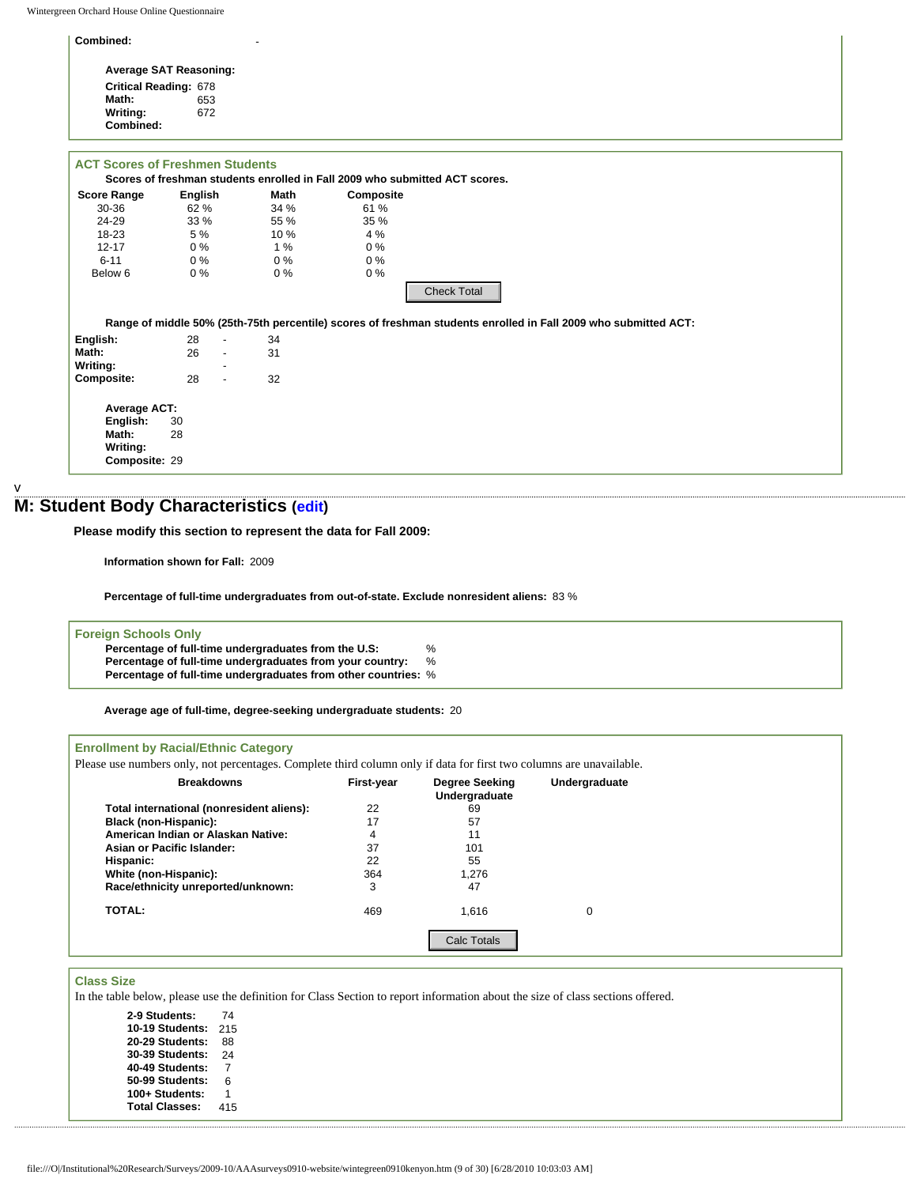**Combined:** -

**Average SAT Reasoning:**

**Critical Reading:** 678
**Math:** 653
**Writing:** 672
**Combined:**

### ACT Scores of Freshmen Students

**Scores of freshman students enrolled in Fall 2009 who submitted ACT scores.**

| Score Range | English | Math | Composite |
|---|---|---|---|
| 30-36 | 62 % | 34 % | 61 % |
| 24-29 | 33 % | 55 % | 35 % |
| 18-23 | 5 % | 10 % | 4 % |
| 12-17 | 0 % | 1 % | 0 % |
| 6-11 | 0 % | 0 % | 0 % |
| Below 6 | 0 % | 0 % | 0 % |

Check Total

**Range of middle 50% (25th-75th percentile) scores of freshman students enrolled in Fall 2009 who submitted ACT:**

| | | | |
|---|---|---|---|
| **English:** | 28 | - | 34 |
| **Math:** | 26 | - | 31 |
| **Writing:** | | - | |
| **Composite:** | 28 | - | 32 |

**Average ACT:**
**English:** 30
**Math:** 28
**Writing:**
**Composite:** 29

v

## M: Student Body Characteristics (edit)

**Please modify this section to represent the data for Fall 2009:**

**Information shown for Fall:** 2009

**Percentage of full-time undergraduates from out-of-state. Exclude nonresident aliens:** 83 %

### Foreign Schools Only

**Percentage of full-time undergraduates from the U.S:** %
**Percentage of full-time undergraduates from your country:** %
**Percentage of full-time undergraduates from other countries:** %

**Average age of full-time, degree-seeking undergraduate students:** 20

### Enrollment by Racial/Ethnic Category

Please use numbers only, not percentages. Complete third column only if data for first two columns are unavailable.

| Breakdowns | First-year | Degree Seeking Undergraduate | Undergraduate |
|---|---|---|---|
| **Total international (nonresident aliens):** | 22 | 69 | |
| **Black (non-Hispanic):** | 17 | 57 | |
| **American Indian or Alaskan Native:** | 4 | 11 | |
| **Asian or Pacific Islander:** | 37 | 101 | |
| **Hispanic:** | 22 | 55 | |
| **White (non-Hispanic):** | 364 | 1,276 | |
| **Race/ethnicity unreported/unknown:** | 3 | 47 | |
| **TOTAL:** | 469 | 1,616 | 0 |

Calc Totals

### Class Size

In the table below, please use the definition for Class Section to report information about the size of class sections offered.

| | |
|---|---|
| **2-9 Students:** | 74 |
| **10-19 Students:** | 215 |
| **20-29 Students:** | 88 |
| **30-39 Students:** | 24 |
| **40-49 Students:** | 7 |
| **50-99 Students:** | 6 |
| **100+ Students:** | 1 |
| **Total Classes:** | 415 |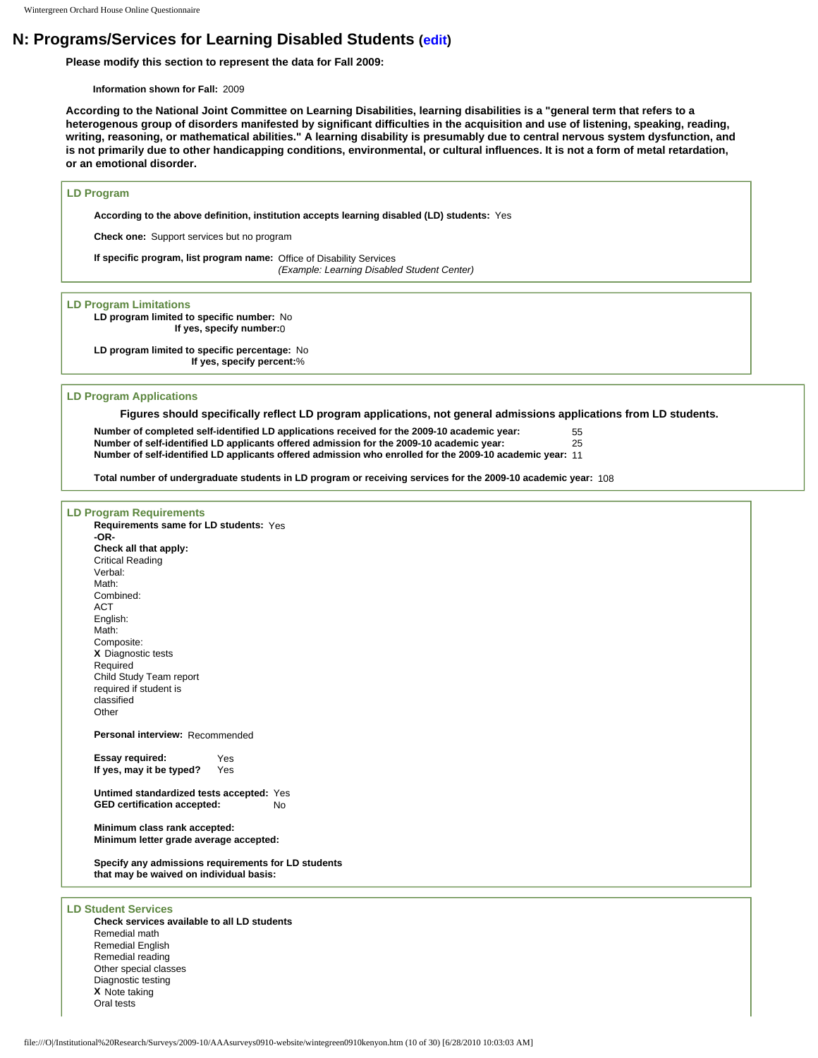## N: Programs/Services for Learning Disabled Students (edit)

**Please modify this section to represent the data for Fall 2009:**

**Information shown for Fall:** 2009

**According to the National Joint Committee on Learning Disabilities, learning disabilities is a "general term that refers to a heterogenous group of disorders manifested by significant difficulties in the acquisition and use of listening, speaking, reading, writing, reasoning, or mathematical abilities." A learning disability is presumably due to central nervous system dysfunction, and is not primarily due to other handicapping conditions, environmental, or cultural influences. It is not a form of metal retardation, or an emotional disorder.**

### LD Program

**According to the above definition, institution accepts learning disabled (LD) students:** Yes

**Check one:** Support services but no program

**If specific program, list program name:** Office of Disability Services
*(Example: Learning Disabled Student Center)*

### LD Program Limitations

**LD program limited to specific number:** No
**If yes, specify number:** 0

**LD program limited to specific percentage:** No
**If yes, specify percent:** %

### LD Program Applications

**Figures should specifically reflect LD program applications, not general admissions applications from LD students.**

**Number of completed self-identified LD applications received for the 2009-10 academic year:** 55
**Number of self-identified LD applicants offered admission for the 2009-10 academic year:** 25
**Number of self-identified LD applicants offered admission who enrolled for the 2009-10 academic year:** 11

**Total number of undergraduate students in LD program or receiving services for the 2009-10 academic year:** 108

### LD Program Requirements

**Requirements same for LD students:** Yes
**-OR-**
**Check all that apply:**
Critical Reading
Verbal:
Math:
Combined:
ACT
English:
Math:
Composite:
**X** Diagnostic tests
Required
Child Study Team report
required if student is
classified
Other

**Personal interview:** Recommended

**Essay required:** Yes
**If yes, may it be typed?** Yes

**Untimed standardized tests accepted:** Yes
**GED certification accepted:** No

**Minimum class rank accepted:**
**Minimum letter grade average accepted:**

**Specify any admissions requirements for LD students that may be waived on individual basis:**

### LD Student Services

**Check services available to all LD students**
Remedial math
Remedial English
Remedial reading
Other special classes
Diagnostic testing
**X** Note taking
Oral tests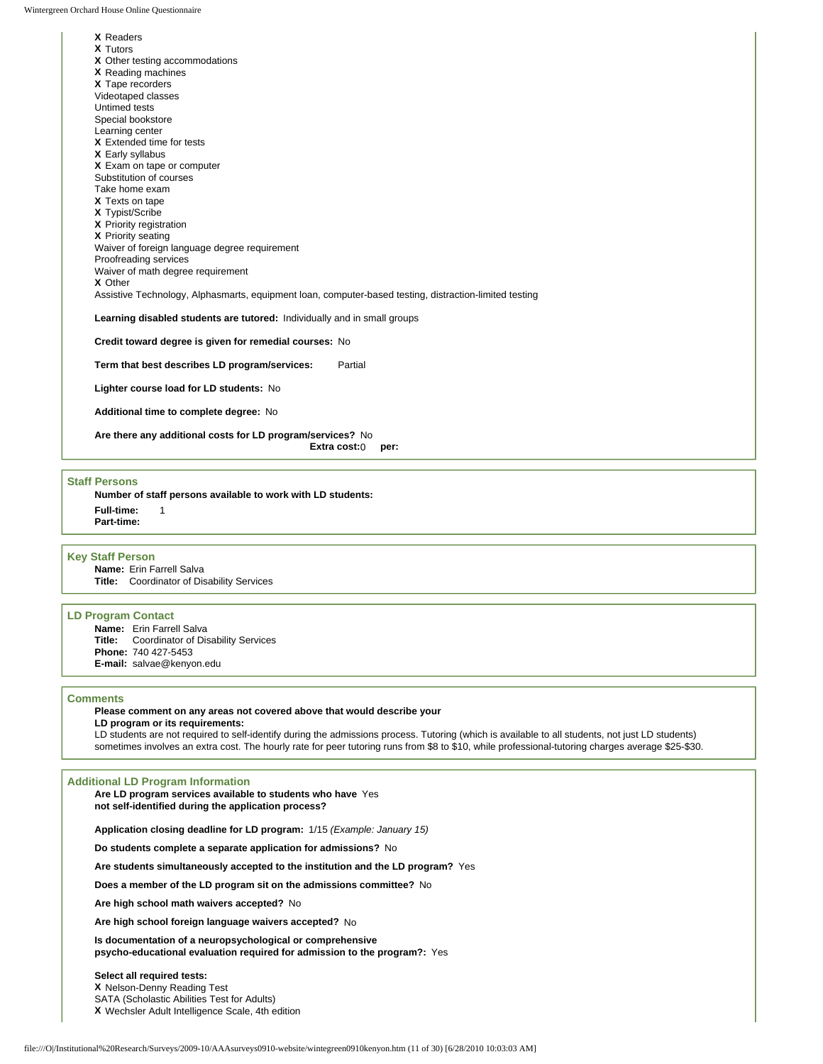**X** Readers
**X** Tutors
**X** Other testing accommodations
**X** Reading machines
**X** Tape recorders
Videotaped classes
Untimed tests
Special bookstore
Learning center
**X** Extended time for tests
**X** Early syllabus
**X** Exam on tape or computer
Substitution of courses
Take home exam
**X** Texts on tape
**X** Typist/Scribe
**X** Priority registration
**X** Priority seating
Waiver of foreign language degree requirement
Proofreading services
Waiver of math degree requirement
**X** Other
Assistive Technology, Alphasmarts, equipment loan, computer-based testing, distraction-limited testing

**Learning disabled students are tutored:** Individually and in small groups

**Credit toward degree is given for remedial courses:** No

**Term that best describes LD program/services:** Partial

**Lighter course load for LD students:** No

**Additional time to complete degree:** No

**Are there any additional costs for LD program/services?** No
**Extra cost:** 0 **per:**

### Staff Persons

**Number of staff persons available to work with LD students:**
**Full-time:** 1
**Part-time:**

### Key Staff Person

**Name:** Erin Farrell Salva
**Title:** Coordinator of Disability Services

### LD Program Contact

**Name:** Erin Farrell Salva
**Title:** Coordinator of Disability Services
**Phone:** 740 427-5453
**E-mail:** salvae@kenyon.edu

### Comments

**Please comment on any areas not covered above that would describe your LD program or its requirements:**
LD students are not required to self-identify during the admissions process. Tutoring (which is available to all students, not just LD students) sometimes involves an extra cost. The hourly rate for peer tutoring runs from $8 to $10, while professional-tutoring charges average $25-$30.

### Additional LD Program Information

**Are LD program services available to students who have not self-identified during the application process?** Yes

**Application closing deadline for LD program:** 1/15 *(Example: January 15)*

**Do students complete a separate application for admissions?** No

**Are students simultaneously accepted to the institution and the LD program?** Yes

**Does a member of the LD program sit on the admissions committee?** No

**Are high school math waivers accepted?** No

**Are high school foreign language waivers accepted?** No

**Is documentation of a neuropsychological or comprehensive psycho-educational evaluation required for admission to the program?:** Yes

**Select all required tests:**
**X** Nelson-Denny Reading Test
SATA (Scholastic Abilities Test for Adults)
**X** Wechsler Adult Intelligence Scale, 4th edition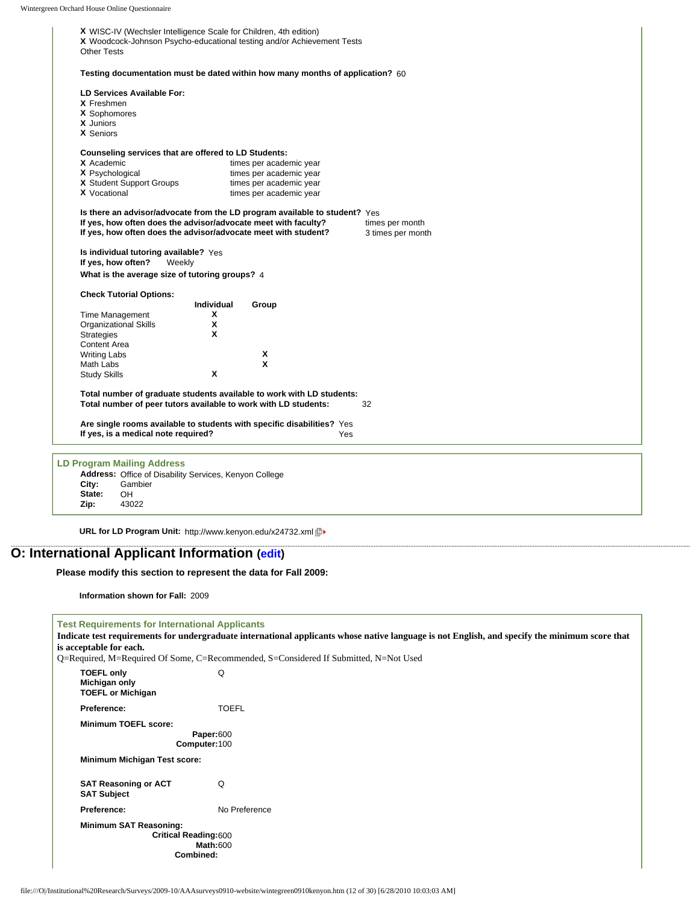**X** WISC-IV (Wechsler Intelligence Scale for Children, 4th edition)
**X** Woodcock-Johnson Psycho-educational testing and/or Achievement Tests
Other Tests

**Testing documentation must be dated within how many months of application?** 60

**LD Services Available For:**
**X** Freshmen
**X** Sophomores
**X** Juniors
**X** Seniors

**Counseling services that are offered to LD Students:**

| | |
|---|---|
| **X** Academic | times per academic year |
| **X** Psychological | times per academic year |
| **X** Student Support Groups | times per academic year |
| **X** Vocational | times per academic year |

**Is there an advisor/advocate from the LD program available to student?** Yes
**If yes, how often does the advisor/advocate meet with faculty?** times per month
**If yes, how often does the advisor/advocate meet with student?** 3 times per month

**Is individual tutoring available?** Yes
**If yes, how often?** Weekly
**What is the average size of tutoring groups?** 4

**Check Tutorial Options:**

| | Individual | Group |
|---|---|---|
| Time Management | X | |
| Organizational Skills | X | |
| Strategies | X | |
| Content Area | | |
| Writing Labs | | X |
| Math Labs | | X |
| Study Skills | X | |

**Total number of graduate students available to work with LD students:**
**Total number of peer tutors available to work with LD students:** 32

**Are single rooms available to students with specific disabilities?** Yes
**If yes, is a medical note required?** Yes

### LD Program Mailing Address

**Address:** Office of Disability Services, Kenyon College
**City:** Gambier
**State:** OH
**Zip:** 43022

**URL for LD Program Unit:** http://www.kenyon.edu/x24732.xml

## O: International Applicant Information (edit)

**Please modify this section to represent the data for Fall 2009:**

**Information shown for Fall:** 2009

### Test Requirements for International Applicants

**Indicate test requirements for undergraduate international applicants whose native language is not English, and specify the minimum score that is acceptable for each.**

Q=Required, M=Required Of Some, C=Recommended, S=Considered If Submitted, N=Not Used

**TOEFL only** Q
**Michigan only**
**TOEFL or Michigan**

**Preference:** TOEFL

**Minimum TOEFL score:**
**Paper:** 600
**Computer:** 100

**Minimum Michigan Test score:**

**SAT Reasoning or ACT** Q
**SAT Subject**

**Preference:** No Preference

**Minimum SAT Reasoning:**
**Critical Reading:** 600
**Math:** 600
**Combined:**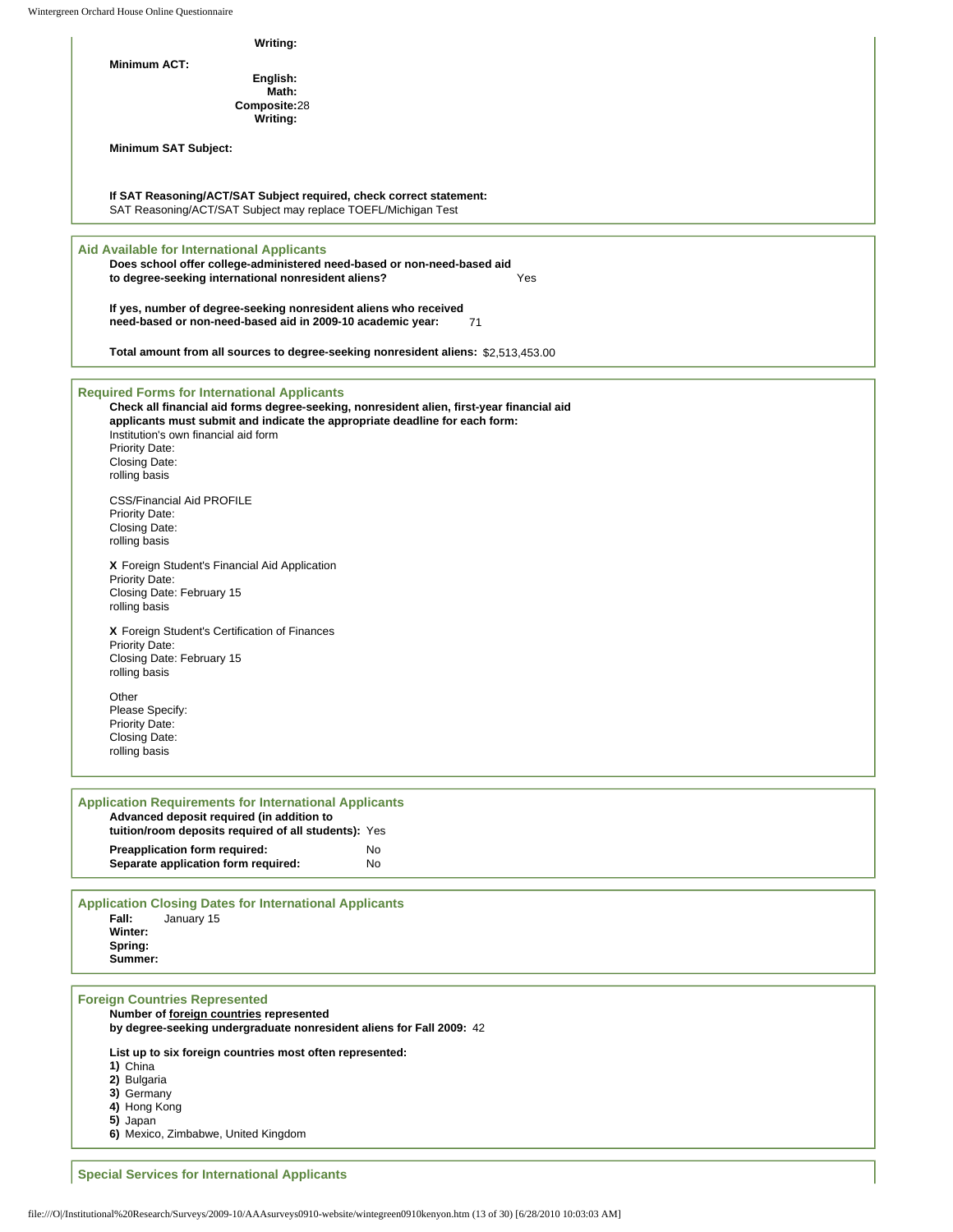**Writing:**

**Minimum ACT:**

**English:**
**Math:**
**Composite:** 28
**Writing:**

**Minimum SAT Subject:**

**If SAT Reasoning/ACT/SAT Subject required, check correct statement:**
SAT Reasoning/ACT/SAT Subject may replace TOEFL/Michigan Test

### Aid Available for International Applicants

**Does school offer college-administered need-based or non-need-based aid to degree-seeking international nonresident aliens?** Yes

**If yes, number of degree-seeking nonresident aliens who received need-based or non-need-based aid in 2009-10 academic year:** 71

**Total amount from all sources to degree-seeking nonresident aliens:** $2,513,453.00

### Required Forms for International Applicants

**Check all financial aid forms degree-seeking, nonresident alien, first-year financial aid applicants must submit and indicate the appropriate deadline for each form:**

Institution's own financial aid form
Priority Date:
Closing Date:
rolling basis

CSS/Financial Aid PROFILE
Priority Date:
Closing Date:
rolling basis

**X** Foreign Student's Financial Aid Application
Priority Date:
Closing Date: February 15
rolling basis

**X** Foreign Student's Certification of Finances
Priority Date:
Closing Date: February 15
rolling basis

Other
Please Specify:
Priority Date:
Closing Date:
rolling basis

### Application Requirements for International Applicants

**Advanced deposit required (in addition to tuition/room deposits required of all students):** Yes
**Preapplication form required:** No
**Separate application form required:** No

### Application Closing Dates for International Applicants

**Fall:** January 15
**Winter:**
**Spring:**
**Summer:**

### Foreign Countries Represented

**Number of foreign countries represented by degree-seeking undergraduate nonresident aliens for Fall 2009:** 42

**List up to six foreign countries most often represented:**

**1)** China
**2)** Bulgaria
**3)** Germany
**4)** Hong Kong
**5)** Japan
**6)** Mexico, Zimbabwe, United Kingdom

### Special Services for International Applicants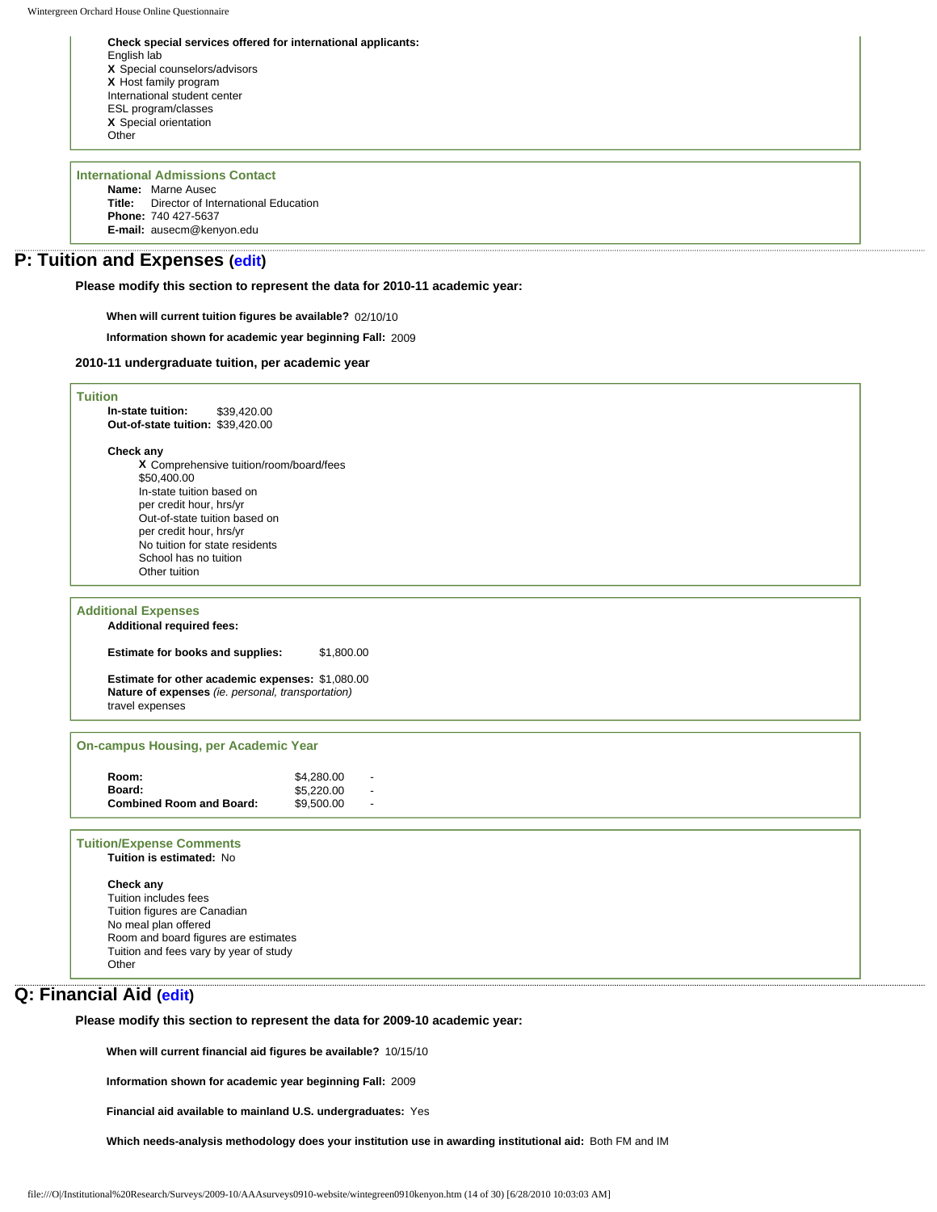**Check special services offered for international applicants:**
English lab
**X** Special counselors/advisors
**X** Host family program
International student center
ESL program/classes
**X** Special orientation
Other

### International Admissions Contact

**Name:** Marne Ausec
**Title:** Director of International Education
**Phone:** 740 427-5637
**E-mail:** ausecm@kenyon.edu

## P: Tuition and Expenses (edit)

**Please modify this section to represent the data for 2010-11 academic year:**

**When will current tuition figures be available?** 02/10/10

**Information shown for academic year beginning Fall:** 2009

**2010-11 undergraduate tuition, per academic year**

### Tuition

**In-state tuition:** $39,420.00
**Out-of-state tuition:** $39,420.00

**Check any**
**X** Comprehensive tuition/room/board/fees
$50,400.00
In-state tuition based on
per credit hour, hrs/yr
Out-of-state tuition based on
per credit hour, hrs/yr
No tuition for state residents
School has no tuition
Other tuition

### Additional Expenses

**Additional required fees:**

**Estimate for books and supplies:** $1,800.00

**Estimate for other academic expenses:** $1,080.00
**Nature of expenses** *(ie. personal, transportation)*
travel expenses

### On-campus Housing, per Academic Year

| | | |
|---|---|---|
| **Room:** | $4,280.00 | - |
| **Board:** | $5,220.00 | - |
| **Combined Room and Board:** | $9,500.00 | - |

### Tuition/Expense Comments

**Tuition is estimated:** No

**Check any**
Tuition includes fees
Tuition figures are Canadian
No meal plan offered
Room and board figures are estimates
Tuition and fees vary by year of study
Other

## Q: Financial Aid (edit)

**Please modify this section to represent the data for 2009-10 academic year:**

**When will current financial aid figures be available?** 10/15/10

**Information shown for academic year beginning Fall:** 2009

**Financial aid available to mainland U.S. undergraduates:** Yes

**Which needs-analysis methodology does your institution use in awarding institutional aid:** Both FM and IM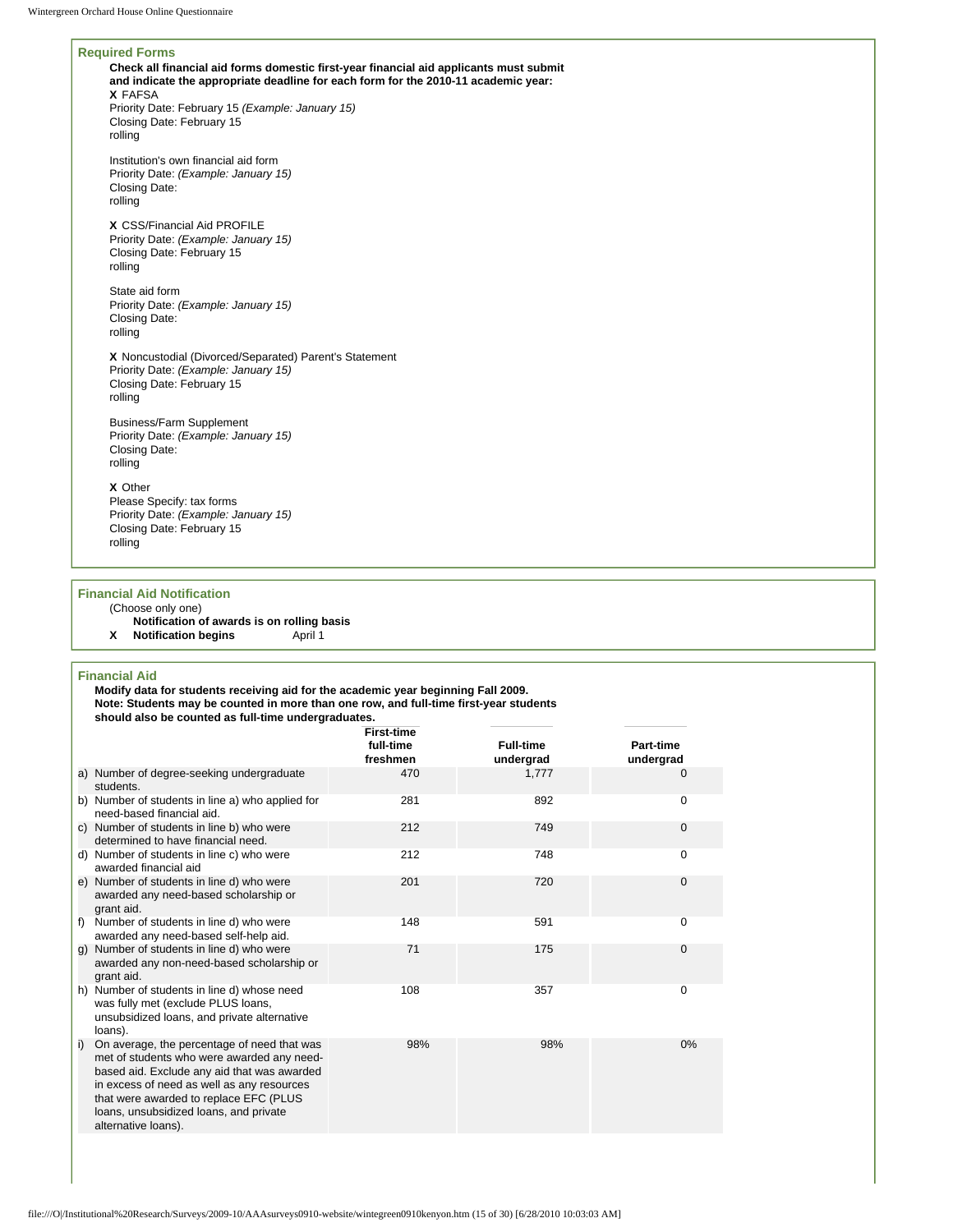### Required Forms

**Check all financial aid forms domestic first-year financial aid applicants must submit and indicate the appropriate deadline for each form for the 2010-11 academic year:**

**X** FAFSA
Priority Date: February 15 *(Example: January 15)*
Closing Date: February 15
rolling

Institution's own financial aid form
Priority Date: *(Example: January 15)*
Closing Date:
rolling

**X** CSS/Financial Aid PROFILE
Priority Date: *(Example: January 15)*
Closing Date: February 15
rolling

State aid form
Priority Date: *(Example: January 15)*
Closing Date:
rolling

**X** Noncustodial (Divorced/Separated) Parent's Statement
Priority Date: *(Example: January 15)*
Closing Date: February 15
rolling

Business/Farm Supplement
Priority Date: *(Example: January 15)*
Closing Date:
rolling

**X** Other
Please Specify: tax forms
Priority Date: *(Example: January 15)*
Closing Date: February 15
rolling

### Financial Aid Notification

(Choose only one)

**Notification of awards is on rolling basis**

**X** **Notification begins** April 1

### Financial Aid

**Modify data for students receiving aid for the academic year beginning Fall 2009.**
**Note: Students may be counted in more than one row, and full-time first-year students should also be counted as full-time undergraduates.**

| | First-time full-time freshmen | Full-time undergrad | Part-time undergrad |
|---|---|---|---|
| a) Number of degree-seeking undergraduate students. | 470 | 1,777 | 0 |
| b) Number of students in line a) who applied for need-based financial aid. | 281 | 892 | 0 |
| c) Number of students in line b) who were determined to have financial need. | 212 | 749 | 0 |
| d) Number of students in line c) who were awarded financial aid | 212 | 748 | 0 |
| e) Number of students in line d) who were awarded any need-based scholarship or grant aid. | 201 | 720 | 0 |
| f) Number of students in line d) who were awarded any need-based self-help aid. | 148 | 591 | 0 |
| g) Number of students in line d) who were awarded any non-need-based scholarship or grant aid. | 71 | 175 | 0 |
| h) Number of students in line d) whose need was fully met (exclude PLUS loans, unsubsidized loans, and private alternative loans). | 108 | 357 | 0 |
| i) On average, the percentage of need that was met of students who were awarded any need-based aid. Exclude any aid that was awarded in excess of need as well as any resources that were awarded to replace EFC (PLUS loans, unsubsidized loans, and private alternative loans). | 98% | 98% | 0% |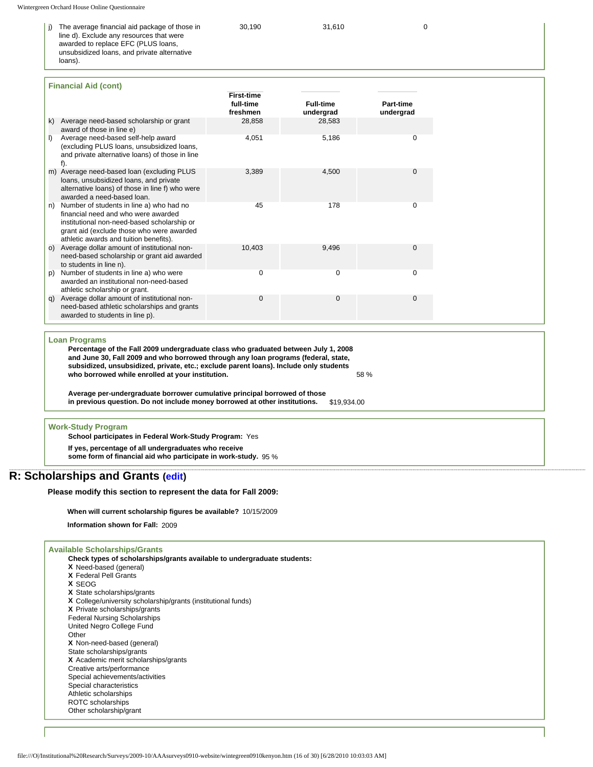| | | | | |
|---|---|---|---|---|
| j) | The average financial aid package of those in line d). Exclude any resources that were awarded to replace EFC (PLUS loans, unsubsidized loans, and private alternative loans). | 30,190 | 31,610 | 0 |

**Financial Aid (cont)**

| | | First-time full-time freshmen | Full-time undergrad | Part-time undergrad |
|---|---|---|---|---|
| k) | Average need-based scholarship or grant award of those in line e) | 28,858 | 28,583 | |
| l) | Average need-based self-help award (excluding PLUS loans, unsubsidized loans, and private alternative loans) of those in line f). | 4,051 | 5,186 | 0 |
| m) | Average need-based loan (excluding PLUS loans, unsubsidized loans, and private alternative loans) of those in line f) who were awarded a need-based loan. | 3,389 | 4,500 | 0 |
| n) | Number of students in line a) who had no financial need and who were awarded institutional non-need-based scholarship or grant aid (exclude those who were awarded athletic awards and tuition benefits). | 45 | 178 | 0 |
| o) | Average dollar amount of institutional non-need-based scholarship or grant aid awarded to students in line n). | 10,403 | 9,496 | 0 |
| p) | Number of students in line a) who were awarded an institutional non-need-based athletic scholarship or grant. | 0 | 0 | 0 |
| q) | Average dollar amount of institutional non-need-based athletic scholarships and grants awarded to students in line p). | 0 | 0 | 0 |

**Loan Programs**

**Percentage of the Fall 2009 undergraduate class who graduated between July 1, 2008 and June 30, Fall 2009 and who borrowed through any loan programs (federal, state, subsidized, unsubsidized, private, etc.; exclude parent loans). Include only students who borrowed while enrolled at your institution.** 58 %

**Average per-undergraduate borrower cumulative principal borrowed of those in previous question. Do not include money borrowed at other institutions.** $19,934.00

**Work-Study Program**

**School participates in Federal Work-Study Program:** Yes

**If yes, percentage of all undergraduates who receive some form of financial aid who participate in work-study.** 95 %

## R: Scholarships and Grants (edit)

**Please modify this section to represent the data for Fall 2009:**

**When will current scholarship figures be available?** 10/15/2009

**Information shown for Fall:** 2009

**Available Scholarships/Grants**

**Check types of scholarships/grants available to undergraduate students:**

**X** Need-based (general)
**X** Federal Pell Grants
**X** SEOG
**X** State scholarships/grants
**X** College/university scholarship/grants (institutional funds)
**X** Private scholarships/grants
Federal Nursing Scholarships
United Negro College Fund
Other
**X** Non-need-based (general)
State scholarships/grants
**X** Academic merit scholarships/grants
Creative arts/performance
Special achievements/activities
Special characteristics
Athletic scholarships
ROTC scholarships
Other scholarship/grant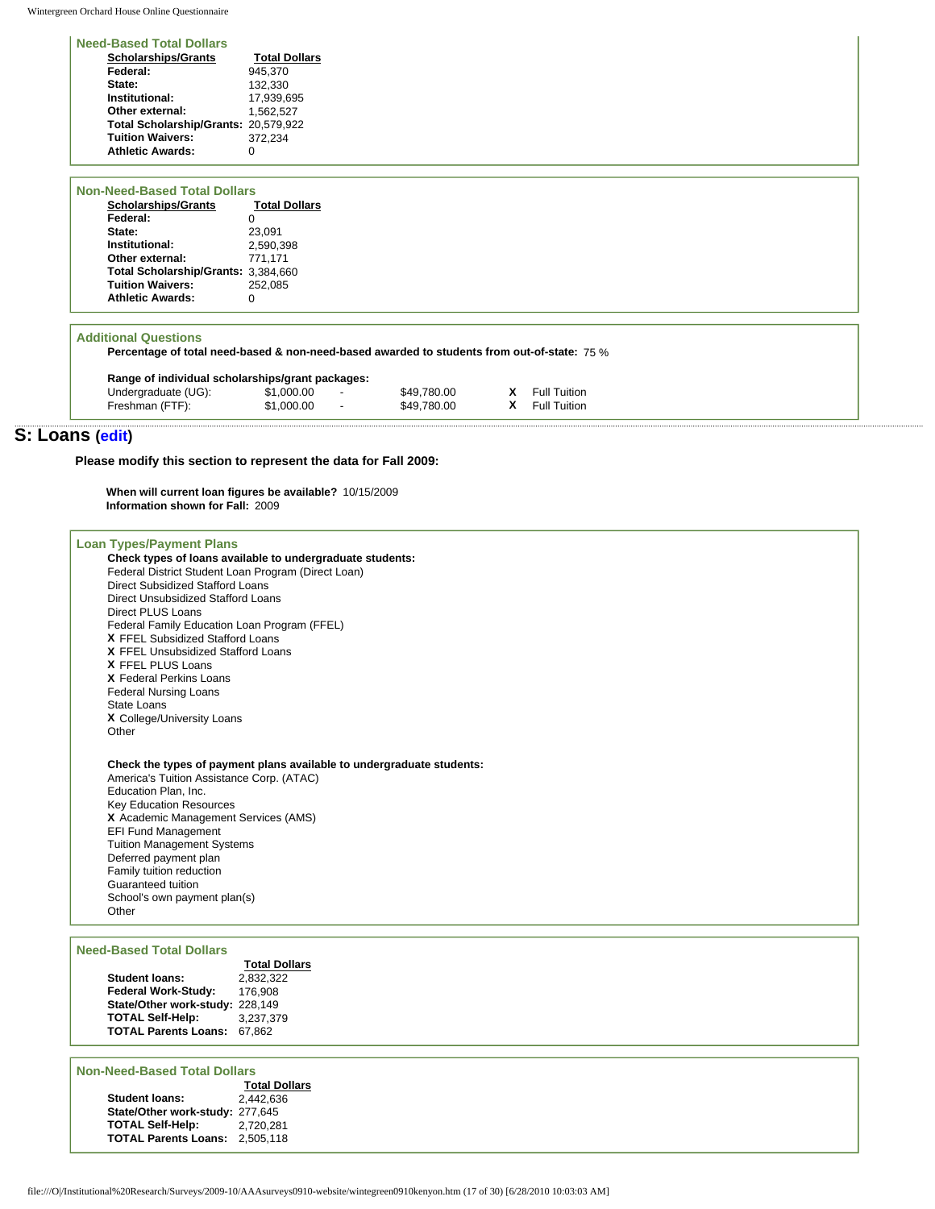### Need-Based Total Dollars

| Scholarships/Grants | Total Dollars |
|---|---|
| **Federal:** | 945,370 |
| **State:** | 132,330 |
| **Institutional:** | 17,939,695 |
| **Other external:** | 1,562,527 |
| **Total Scholarship/Grants:** | 20,579,922 |
| **Tuition Waivers:** | 372,234 |
| **Athletic Awards:** | 0 |

### Non-Need-Based Total Dollars

| Scholarships/Grants | Total Dollars |
|---|---|
| **Federal:** | 0 |
| **State:** | 23,091 |
| **Institutional:** | 2,590,398 |
| **Other external:** | 771,171 |
| **Total Scholarship/Grants:** | 3,384,660 |
| **Tuition Waivers:** | 252,085 |
| **Athletic Awards:** | 0 |

### Additional Questions

**Percentage of total need-based & non-need-based awarded to students from out-of-state:** 75 %

**Range of individual scholarships/grant packages:**

| | | | | | |
|---|---|---|---|---|---|
| Undergraduate (UG): | $1,000.00 | - | $49,780.00 | X | Full Tuition |
| Freshman (FTF): | $1,000.00 | - | $49,780.00 | X | Full Tuition |

## S: Loans (edit)

**Please modify this section to represent the data for Fall 2009:**

**When will current loan figures be available?** 10/15/2009
**Information shown for Fall:** 2009

### Loan Types/Payment Plans

**Check types of loans available to undergraduate students:**

Federal District Student Loan Program (Direct Loan)
Direct Subsidized Stafford Loans
Direct Unsubsidized Stafford Loans
Direct PLUS Loans
Federal Family Education Loan Program (FFEL)
**X** FFEL Subsidized Stafford Loans
**X** FFEL Unsubsidized Stafford Loans
**X** FFEL PLUS Loans
**X** Federal Perkins Loans
Federal Nursing Loans
State Loans
**X** College/University Loans
Other

**Check the types of payment plans available to undergraduate students:**

America's Tuition Assistance Corp. (ATAC)
Education Plan, Inc.
Key Education Resources
**X** Academic Management Services (AMS)
EFI Fund Management
Tuition Management Systems
Deferred payment plan
Family tuition reduction
Guaranteed tuition
School's own payment plan(s)
Other

### Need-Based Total Dollars

| | Total Dollars |
|---|---|
| **Student loans:** | 2,832,322 |
| **Federal Work-Study:** | 176,908 |
| **State/Other work-study:** | 228,149 |
| **TOTAL Self-Help:** | 3,237,379 |
| **TOTAL Parents Loans:** | 67,862 |

### Non-Need-Based Total Dollars

| | Total Dollars |
|---|---|
| **Student loans:** | 2,442,636 |
| **State/Other work-study:** | 277,645 |
| **TOTAL Self-Help:** | 2,720,281 |
| **TOTAL Parents Loans:** | 2,505,118 |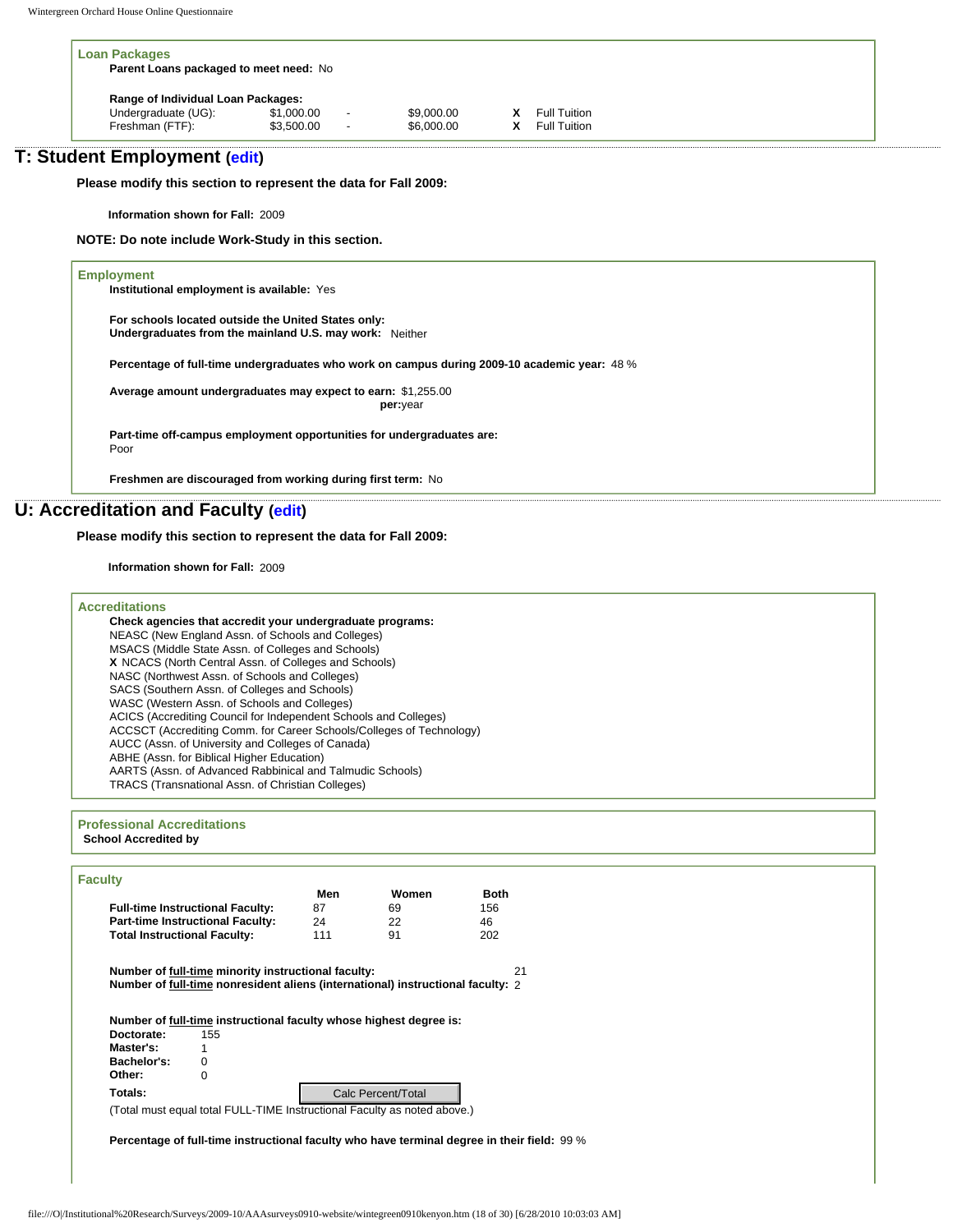### Loan Packages

**Parent Loans packaged to meet need:** No

**Range of Individual Loan Packages:**

| | | | | | |
|---|---|---|---|---|---|
| Undergraduate (UG): | $1,000.00 | - | $9,000.00 | X | Full Tuition |
| Freshman (FTF): | $3,500.00 | - | $6,000.00 | X | Full Tuition |

## T: Student Employment (edit)

**Please modify this section to represent the data for Fall 2009:**

**Information shown for Fall:** 2009

**NOTE: Do note include Work-Study in this section.**

### Employment

**Institutional employment is available:** Yes

**For schools located outside the United States only:**
**Undergraduates from the mainland U.S. may work:** Neither

**Percentage of full-time undergraduates who work on campus during 2009-10 academic year:** 48 %

**Average amount undergraduates may expect to earn:** $1,255.00
**per:**year

**Part-time off-campus employment opportunities for undergraduates are:**
Poor

**Freshmen are discouraged from working during first term:** No

## U: Accreditation and Faculty (edit)

**Please modify this section to represent the data for Fall 2009:**

**Information shown for Fall:** 2009

### Accreditations

**Check agencies that accredit your undergraduate programs:**

NEASC (New England Assn. of Schools and Colleges)
MSACS (Middle State Assn. of Colleges and Schools)
**X** NCACS (North Central Assn. of Colleges and Schools)
NASC (Northwest Assn. of Schools and Colleges)
SACS (Southern Assn. of Colleges and Schools)
WASC (Western Assn. of Schools and Colleges)
ACICS (Accrediting Council for Independent Schools and Colleges)
ACCSCT (Accrediting Comm. for Career Schools/Colleges of Technology)
AUCC (Assn. of University and Colleges of Canada)
ABHE (Assn. for Biblical Higher Education)
AARTS (Assn. of Advanced Rabbinical and Talmudic Schools)
TRACS (Transnational Assn. of Christian Colleges)

### Professional Accreditations

**School Accredited by**

### Faculty

| | Men | Women | Both |
|---|---|---|---|
| **Full-time Instructional Faculty:** | 87 | 69 | 156 |
| **Part-time Instructional Faculty:** | 24 | 22 | 46 |
| **Total Instructional Faculty:** | 111 | 91 | 202 |

**Number of full-time minority instructional faculty:** 21
**Number of full-time nonresident aliens (international) instructional faculty:** 2

**Number of full-time instructional faculty whose highest degree is:**

| | |
|---|---|
| **Doctorate:** | 155 |
| **Master's:** | 1 |
| **Bachelor's:** | 0 |
| **Other:** | 0 |
| **Totals:** | Calc Percent/Total |

(Total must equal total FULL-TIME Instructional Faculty as noted above.)

**Percentage of full-time instructional faculty who have terminal degree in their field:** 99 %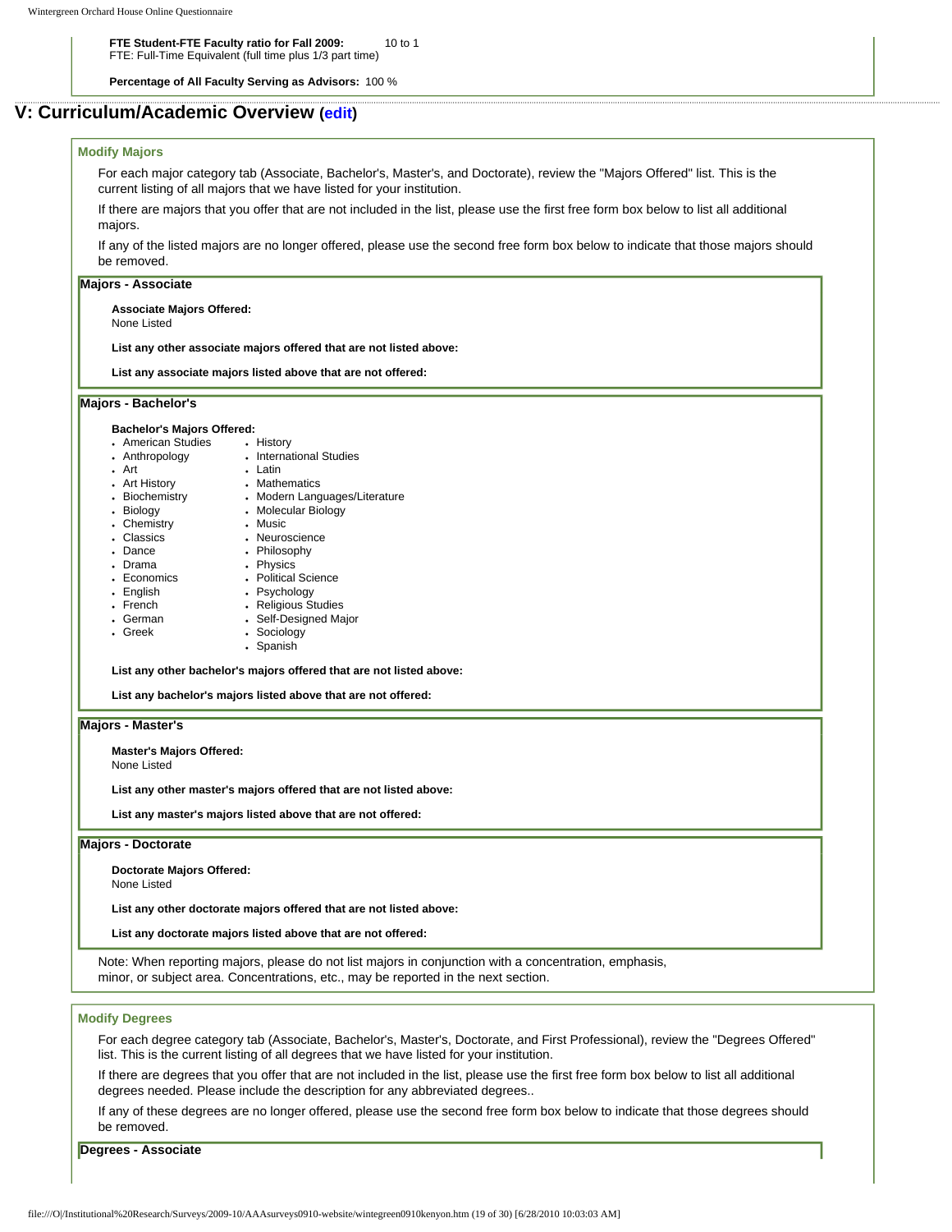**FTE Student-FTE Faculty ratio for Fall 2009:** 10 to 1
FTE: Full-Time Equivalent (full time plus 1/3 part time)

**Percentage of All Faculty Serving as Advisors:** 100 %

## V: Curriculum/Academic Overview (edit)

### Modify Majors

For each major category tab (Associate, Bachelor's, Master's, and Doctorate), review the "Majors Offered" list. This is the current listing of all majors that we have listed for your institution.

If there are majors that you offer that are not included in the list, please use the first free form box below to list all additional majors.

If any of the listed majors are no longer offered, please use the second free form box below to indicate that those majors should be removed.

#### Majors - Associate

**Associate Majors Offered:**
None Listed

**List any other associate majors offered that are not listed above:**

**List any associate majors listed above that are not offered:**

#### Majors - Bachelor's

**Bachelor's Majors Offered:**

- American Studies
- Anthropology
- Art
- Art History
- Biochemistry
- Biology
- Chemistry
- Classics
- Dance
- Drama
- Economics
- English
- French
- German
- Greek
- History
- International Studies
- Latin
- Mathematics
- Modern Languages/Literature
- Molecular Biology
- Music
- Neuroscience
- Philosophy
- Physics
- Political Science
- Psychology
- Religious Studies
- Self-Designed Major
- Sociology
- Spanish

**List any other bachelor's majors offered that are not listed above:**

**List any bachelor's majors listed above that are not offered:**

#### Majors - Master's

**Master's Majors Offered:**
None Listed

**List any other master's majors offered that are not listed above:**

**List any master's majors listed above that are not offered:**

#### Majors - Doctorate

**Doctorate Majors Offered:**
None Listed

**List any other doctorate majors offered that are not listed above:**

**List any doctorate majors listed above that are not offered:**

Note: When reporting majors, please do not list majors in conjunction with a concentration, emphasis, minor, or subject area. Concentrations, etc., may be reported in the next section.

### Modify Degrees

For each degree category tab (Associate, Bachelor's, Master's, Doctorate, and First Professional), review the "Degrees Offered" list. This is the current listing of all degrees that we have listed for your institution.

If there are degrees that you offer that are not included in the list, please use the first free form box below to list all additional degrees needed. Please include the description for any abbreviated degrees..

If any of these degrees are no longer offered, please use the second free form box below to indicate that those degrees should be removed.

#### Degrees - Associate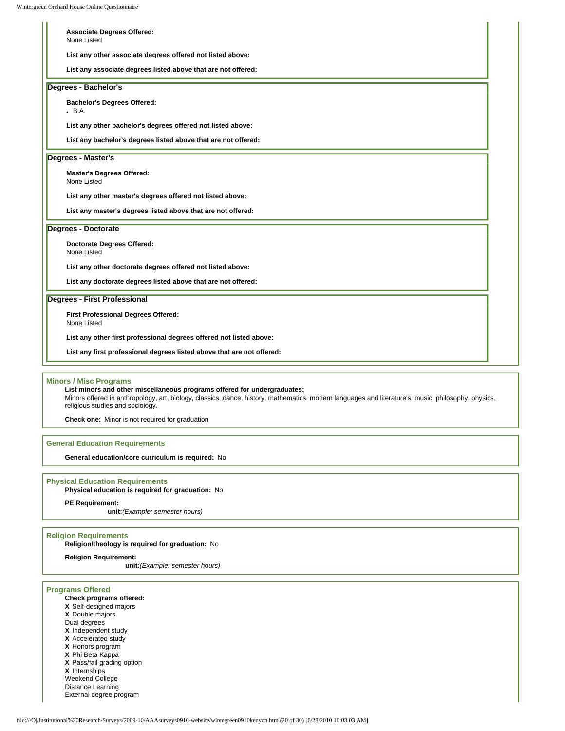**Associate Degrees Offered:**
None Listed

**List any other associate degrees offered not listed above:**

**List any associate degrees listed above that are not offered:**

### Degrees - Bachelor's

**Bachelor's Degrees Offered:**

- B.A.

**List any other bachelor's degrees offered not listed above:**

**List any bachelor's degrees listed above that are not offered:**

### Degrees - Master's

**Master's Degrees Offered:**
None Listed

**List any other master's degrees offered not listed above:**

**List any master's degrees listed above that are not offered:**

### Degrees - Doctorate

**Doctorate Degrees Offered:**
None Listed

**List any other doctorate degrees offered not listed above:**

**List any doctorate degrees listed above that are not offered:**

### Degrees - First Professional

**First Professional Degrees Offered:**
None Listed

**List any other first professional degrees offered not listed above:**

**List any first professional degrees listed above that are not offered:**

## Minors / Misc Programs

**List minors and other miscellaneous programs offered for undergraduates:**
Minors offered in anthropology, art, biology, classics, dance, history, mathematics, modern languages and literature's, music, philosophy, physics, religious studies and sociology.

**Check one:** Minor is not required for graduation

## General Education Requirements

**General education/core curriculum is required:** No

## Physical Education Requirements

**Physical education is required for graduation:** No

**PE Requirement:**
**unit:***(Example: semester hours)*

## Religion Requirements

**Religion/theology is required for graduation:** No

**Religion Requirement:**
**unit:***(Example: semester hours)*

## Programs Offered

**Check programs offered:**

**X** Self-designed majors
**X** Double majors
Dual degrees
**X** Independent study
**X** Accelerated study
**X** Honors program
**X** Phi Beta Kappa
**X** Pass/fail grading option
**X** Internships
Weekend College
Distance Learning
External degree program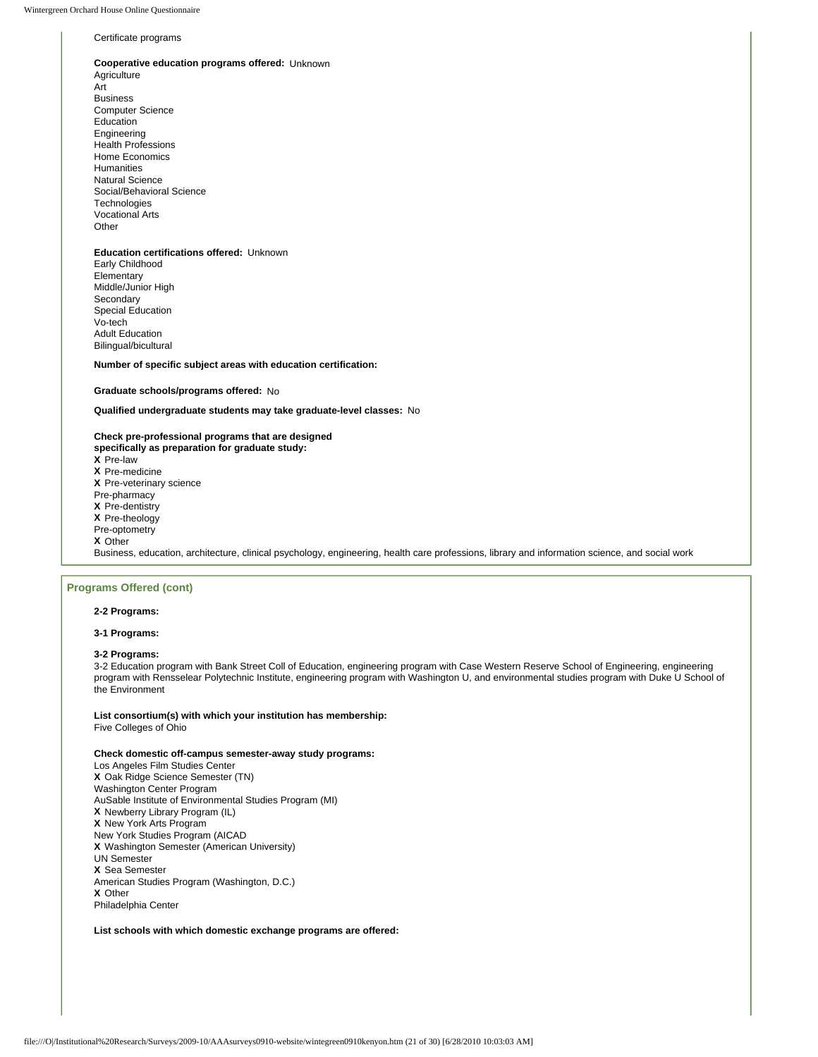Certificate programs

**Cooperative education programs offered:** Unknown

Agriculture
Art
Business
Computer Science
Education
Engineering
Health Professions
Home Economics
Humanities
Natural Science
Social/Behavioral Science
Technologies
Vocational Arts
Other

**Education certifications offered:** Unknown

Early Childhood
Elementary
Middle/Junior High
Secondary
Special Education
Vo-tech
Adult Education
Bilingual/bicultural

**Number of specific subject areas with education certification:**

**Graduate schools/programs offered:** No

**Qualified undergraduate students may take graduate-level classes:** No

**Check pre-professional programs that are designed specifically as preparation for graduate study:**

**X** Pre-law
**X** Pre-medicine
**X** Pre-veterinary science
Pre-pharmacy
**X** Pre-dentistry
**X** Pre-theology
Pre-optometry
**X** Other
Business, education, architecture, clinical psychology, engineering, health care professions, library and information science, and social work

## Programs Offered (cont)

**2-2 Programs:**

**3-1 Programs:**

**3-2 Programs:**
3-2 Education program with Bank Street Coll of Education, engineering program with Case Western Reserve School of Engineering, engineering program with Rensselear Polytechnic Institute, engineering program with Washington U, and environmental studies program with Duke U School of the Environment

**List consortium(s) with which your institution has membership:**
Five Colleges of Ohio

**Check domestic off-campus semester-away study programs:**

Los Angeles Film Studies Center
**X** Oak Ridge Science Semester (TN)
Washington Center Program
AuSable Institute of Environmental Studies Program (MI)
**X** Newberry Library Program (IL)
**X** New York Arts Program
New York Studies Program (AICAD
**X** Washington Semester (American University)
UN Semester
**X** Sea Semester
American Studies Program (Washington, D.C.)
**X** Other
Philadelphia Center

**List schools with which domestic exchange programs are offered:**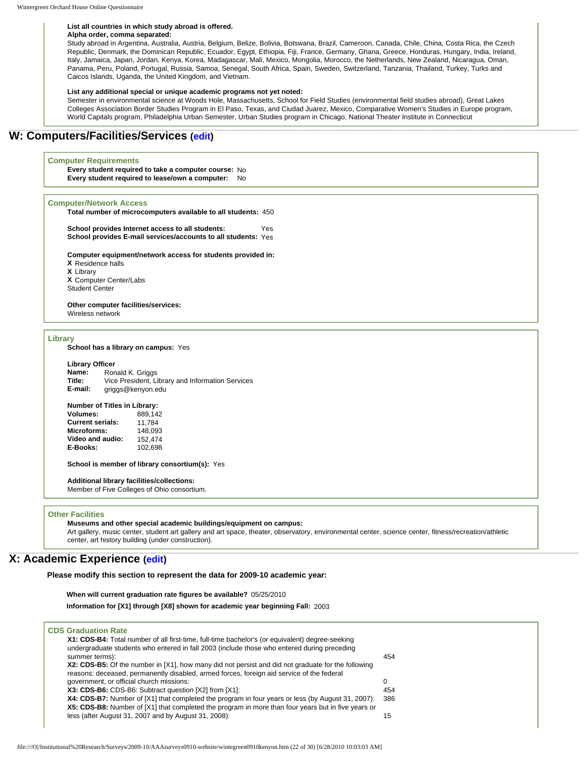**List all countries in which study abroad is offered.**
**Alpha order, comma separated:**
Study abroad in Argentina, Australia, Austria, Belgium, Belize, Bolivia, Botswana, Brazil, Cameroon, Canada, Chile, China, Costa Rica, the Czech Republic, Denmark, the Dominican Republic, Ecuador, Egypt, Ethiopia, Fiji, France, Germany, Ghana, Greece, Honduras, Hungary, India, Ireland, Italy, Jamaica, Japan, Jordan, Kenya, Korea, Madagascar, Mali, Mexico, Mongolia, Morocco, the Netherlands, New Zealand, Nicaragua, Oman, Panama, Peru, Poland, Portugal, Russia, Samoa, Senegal, South Africa, Spain, Sweden, Switzerland, Tanzania, Thailand, Turkey, Turks and Caicos Islands, Uganda, the United Kingdom, and Vietnam.

**List any additional special or unique academic programs not yet noted:**
Semester in environmental science at Woods Hole, Massachusetts, School for Field Studies (environmental field studies abroad), Great Lakes Colleges Association Border Studies Program in El Paso, Texas, and Ciudad Juarez, Mexico, Comparative Women's Studies in Europe program, World Capitals program, Philadelphia Urban Semester, Urban Studies program in Chicago, National Theater Institute in Connecticut

## W: Computers/Facilities/Services (edit)

### Computer Requirements

**Every student required to take a computer course:** No
**Every student required to lease/own a computer:** No

### Computer/Network Access

**Total number of microcomputers available to all students:** 450

**School provides Internet access to all students:** Yes
**School provides E-mail services/accounts to all students:** Yes

**Computer equipment/network access for students provided in:**
X Residence halls
X Library
X Computer Center/Labs
Student Center

**Other computer facilities/services:**
Wireless network

### Library

**School has a library on campus:** Yes

**Library Officer**

| | |
|---|---|
| **Name:** | Ronald K. Griggs |
| **Title:** | Vice President, Library and Information Services |
| **E-mail:** | griggs@kenyon.edu |

**Number of Titles in Library:**

| | |
|---|---|
| **Volumes:** | 889,142 |
| **Current serials:** | 11,784 |
| **Microforms:** | 148,093 |
| **Video and audio:** | 152,474 |
| **E-Books:** | 102,698 |

**School is member of library consortium(s):** Yes

**Additional library facilities/collections:**
Member of Five Colleges of Ohio consortium.

### Other Facilities

**Museums and other special academic buildings/equipment on campus:**
Art gallery, music center, student art gallery and art space, theater, observatory, environmental center, science center, fitness/recreation/athletic center, art history building (under construction).

## X: Academic Experience (edit)

**Please modify this section to represent the data for 2009-10 academic year:**

**When will current graduation rate figures be available?** 05/25/2010
**Information for [X1] through [X8] shown for academic year beginning Fall:** 2003

### CDS Graduation Rate

| | |
|---|---|
| **X1: CDS-B4:** Total number of all first-time, full-time bachelor's (or equivalent) degree-seeking undergraduate students who entered in fall 2003 (include those who entered during preceding summer terms): | 454 |
| **X2: CDS-B5:** Of the number in [X1], how many did not persist and did not graduate for the following reasons: deceased, permanently disabled, armed forces, foreign aid service of the federal government, or official church missions: | 0 |
| **X3: CDS-B6:** CDS-B6: Subtract question [X2] from [X1]: | 454 |
| **X4: CDS-B7:** Number of [X1] that completed the program in four years or less (by August 31, 2007): | 386 |
| **X5: CDS-B8:** Number of [X1] that completed the program in more than four years but in five years or less (after August 31, 2007 and by August 31, 2008): | 15 |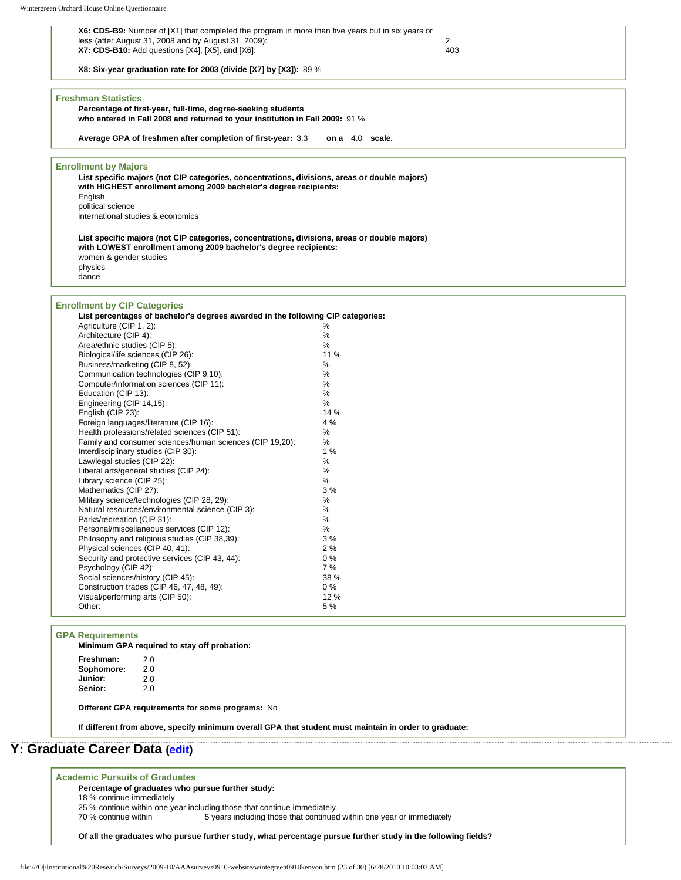**X6: CDS-B9:** Number of [X1] that completed the program in more than five years but in six years or less (after August 31, 2008 and by August 31, 2009): 2

**X7: CDS-B10:** Add questions [X4], [X5], and [X6]: 403

**X8: Six-year graduation rate for 2003 (divide [X7] by [X3]):** 89 %

### Freshman Statistics

**Percentage of first-year, full-time, degree-seeking students who entered in Fall 2008 and returned to your institution in Fall 2009:** 91 %

**Average GPA of freshmen after completion of first-year:** 3.3 **on a** 4.0 **scale.**

### Enrollment by Majors

**List specific majors (not CIP categories, concentrations, divisions, areas or double majors) with HIGHEST enrollment among 2009 bachelor's degree recipients:**

English
political science
international studies & economics

**List specific majors (not CIP categories, concentrations, divisions, areas or double majors) with LOWEST enrollment among 2009 bachelor's degree recipients:**

women & gender studies
physics
dance

### Enrollment by CIP Categories

**List percentages of bachelor's degrees awarded in the following CIP categories:**

| Category | Percentage |
|---|---|
| Agriculture (CIP 1, 2): | % |
| Architecture (CIP 4): | % |
| Area/ethnic studies (CIP 5): | % |
| Biological/life sciences (CIP 26): | 11 % |
| Business/marketing (CIP 8, 52): | % |
| Communication technologies (CIP 9,10): | % |
| Computer/information sciences (CIP 11): | % |
| Education (CIP 13): | % |
| Engineering (CIP 14,15): | % |
| English (CIP 23): | 14 % |
| Foreign languages/literature (CIP 16): | 4 % |
| Health professions/related sciences (CIP 51): | % |
| Family and consumer sciences/human sciences (CIP 19,20): | % |
| Interdisciplinary studies (CIP 30): | 1 % |
| Law/legal studies (CIP 22): | % |
| Liberal arts/general studies (CIP 24): | % |
| Library science (CIP 25): | % |
| Mathematics (CIP 27): | 3 % |
| Military science/technologies (CIP 28, 29): | % |
| Natural resources/environmental science (CIP 3): | % |
| Parks/recreation (CIP 31): | % |
| Personal/miscellaneous services (CIP 12): | % |
| Philosophy and religious studies (CIP 38,39): | 3 % |
| Physical sciences (CIP 40, 41): | 2 % |
| Security and protective services (CIP 43, 44): | 0 % |
| Psychology (CIP 42): | 7 % |
| Social sciences/history (CIP 45): | 38 % |
| Construction trades (CIP 46, 47, 48, 49): | 0 % |
| Visual/performing arts (CIP 50): | 12 % |
| Other: | 5 % |

### GPA Requirements

**Minimum GPA required to stay off probation:**

| | |
|---|---|
| **Freshman:** | 2.0 |
| **Sophomore:** | 2.0 |
| **Junior:** | 2.0 |
| **Senior:** | 2.0 |

**Different GPA requirements for some programs:** No

**If different from above, specify minimum overall GPA that student must maintain in order to graduate:**

## Y: Graduate Career Data (edit)

### Academic Pursuits of Graduates

**Percentage of graduates who pursue further study:**

18 % continue immediately
25 % continue within one year including those that continue immediately
70 % continue within 5 years including those that continued within one year or immediately

**Of all the graduates who pursue further study, what percentage pursue further study in the following fields?**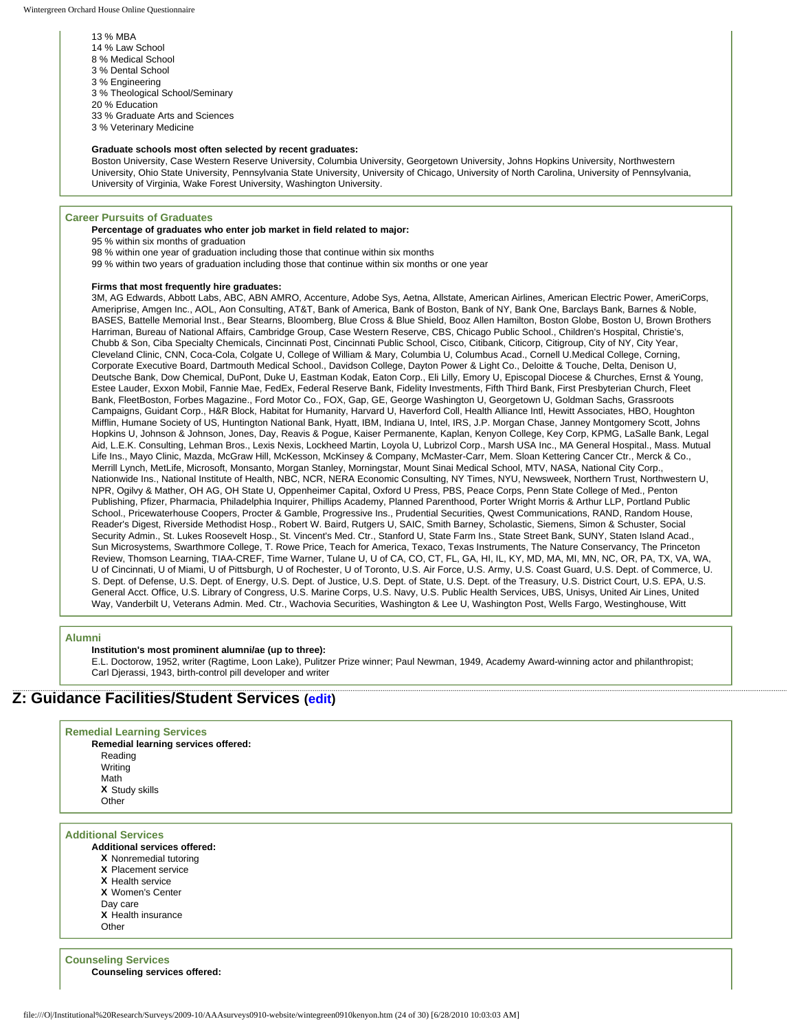13 % MBA
14 % Law School
8 % Medical School
3 % Dental School
3 % Engineering
3 % Theological School/Seminary
20 % Education
33 % Graduate Arts and Sciences
3 % Veterinary Medicine

**Graduate schools most often selected by recent graduates:**
Boston University, Case Western Reserve University, Columbia University, Georgetown University, Johns Hopkins University, Northwestern University, Ohio State University, Pennsylvania State University, University of Chicago, University of North Carolina, University of Pennsylvania, University of Virginia, Wake Forest University, Washington University.

### Career Pursuits of Graduates

**Percentage of graduates who enter job market in field related to major:**
95 % within six months of graduation
98 % within one year of graduation including those that continue within six months
99 % within two years of graduation including those that continue within six months or one year

**Firms that most frequently hire graduates:**
3M, AG Edwards, Abbott Labs, ABC, ABN AMRO, Accenture, Adobe Sys, Aetna, Allstate, American Airlines, American Electric Power, AmeriCorps, Ameriprise, Amgen Inc., AOL, Aon Consulting, AT&T, Bank of America, Bank of Boston, Bank of NY, Bank One, Barclays Bank, Barnes & Noble, BASES, Battelle Memorial Inst., Bear Stearns, Bloomberg, Blue Cross & Blue Shield, Booz Allen Hamilton, Boston Globe, Boston U, Brown Brothers Harriman, Bureau of National Affairs, Cambridge Group, Case Western Reserve, CBS, Chicago Public School., Children's Hospital, Christie's, Chubb & Son, Ciba Specialty Chemicals, Cincinnati Post, Cincinnati Public School, Cisco, Citibank, Citicorp, Citigroup, City of NY, City Year, Cleveland Clinic, CNN, Coca-Cola, Colgate U, College of William & Mary, Columbia U, Columbus Acad., Cornell U.Medical College, Corning, Corporate Executive Board, Dartmouth Medical School., Davidson College, Dayton Power & Light Co., Deloitte & Touche, Delta, Denison U, Deutsche Bank, Dow Chemical, DuPont, Duke U, Eastman Kodak, Eaton Corp., Eli Lilly, Emory U, Episcopal Diocese & Churches, Ernst & Young, Estee Lauder, Exxon Mobil, Fannie Mae, FedEx, Federal Reserve Bank, Fidelity Investments, Fifth Third Bank, First Presbyterian Church, Fleet Bank, FleetBoston, Forbes Magazine., Ford Motor Co., FOX, Gap, GE, George Washington U, Georgetown U, Goldman Sachs, Grassroots Campaigns, Guidant Corp., H&R Block, Habitat for Humanity, Harvard U, Haverford Coll, Health Alliance Intl, Hewitt Associates, HBO, Houghton Mifflin, Humane Society of US, Huntington National Bank, Hyatt, IBM, Indiana U, Intel, IRS, J.P. Morgan Chase, Janney Montgomery Scott, Johns Hopkins U, Johnson & Johnson, Jones, Day, Reavis & Pogue, Kaiser Permanente, Kaplan, Kenyon College, Key Corp, KPMG, LaSalle Bank, Legal Aid, L.E.K. Consulting, Lehman Bros., Lexis Nexis, Lockheed Martin, Loyola U, Lubrizol Corp., Marsh USA Inc., MA General Hospital., Mass. Mutual Life Ins., Mayo Clinic, Mazda, McGraw Hill, McKesson, McKinsey & Company, McMaster-Carr, Mem. Sloan Kettering Cancer Ctr., Merck & Co., Merrill Lynch, MetLife, Microsoft, Monsanto, Morgan Stanley, Morningstar, Mount Sinai Medical School, MTV, NASA, National City Corp., Nationwide Ins., National Institute of Health, NBC, NCR, NERA Economic Consulting, NY Times, NYU, Newsweek, Northern Trust, Northwestern U, NPR, Ogilvy & Mather, OH AG, OH State U, Oppenheimer Capital, Oxford U Press, PBS, Peace Corps, Penn State College of Med., Penton Publishing, Pfizer, Pharmacia, Philadelphia Inquirer, Phillips Academy, Planned Parenthood, Porter Wright Morris & Arthur LLP, Portland Public School., Pricewaterhouse Coopers, Procter & Gamble, Progressive Ins., Prudential Securities, Qwest Communications, RAND, Random House, Reader's Digest, Riverside Methodist Hosp., Robert W. Baird, Rutgers U, SAIC, Smith Barney, Scholastic, Siemens, Simon & Schuster, Social Security Admin., St. Lukes Roosevelt Hosp., St. Vincent's Med. Ctr., Stanford U, State Farm Ins., State Street Bank, SUNY, Staten Island Acad., Sun Microsystems, Swarthmore College, T. Rowe Price, Teach for America, Texaco, Texas Instruments, The Nature Conservancy, The Princeton Review, Thomson Learning, TIAA-CREF, Time Warner, Tulane U, U of CA, CO, CT, FL, GA, HI, IL, KY, MD, MA, MI, MN, NC, OR, PA, TX, VA, WA, U of Cincinnati, U of Miami, U of Pittsburgh, U of Rochester, U of Toronto, U.S. Air Force, U.S. Army, U.S. Coast Guard, U.S. Dept. of Commerce, U.S. Dept. of Defense, U.S. Dept. of Energy, U.S. Dept. of Justice, U.S. Dept. of State, U.S. Dept. of the Treasury, U.S. District Court, U.S. EPA, U.S. General Acct. Office, U.S. Library of Congress, U.S. Marine Corps, U.S. Navy, U.S. Public Health Services, UBS, Unisys, United Air Lines, United Way, Vanderbilt U, Veterans Admin. Med. Ctr., Wachovia Securities, Washington & Lee U, Washington Post, Wells Fargo, Westinghouse, Witt

### Alumni

**Institution's most prominent alumni/ae (up to three):**
E.L. Doctorow, 1952, writer (Ragtime, Loon Lake), Pulitzer Prize winner; Paul Newman, 1949, Academy Award-winning actor and philanthropist; Carl Djerassi, 1943, birth-control pill developer and writer

## Z: Guidance Facilities/Student Services (edit)

### Remedial Learning Services

**Remedial learning services offered:**

- Reading
- Writing
- Math
- X Study skills
- Other

### Additional Services

**Additional services offered:**

- X Nonremedial tutoring
- X Placement service
- X Health service
- X Women's Center
- Day care
- X Health insurance
- Other

### Counseling Services

**Counseling services offered:**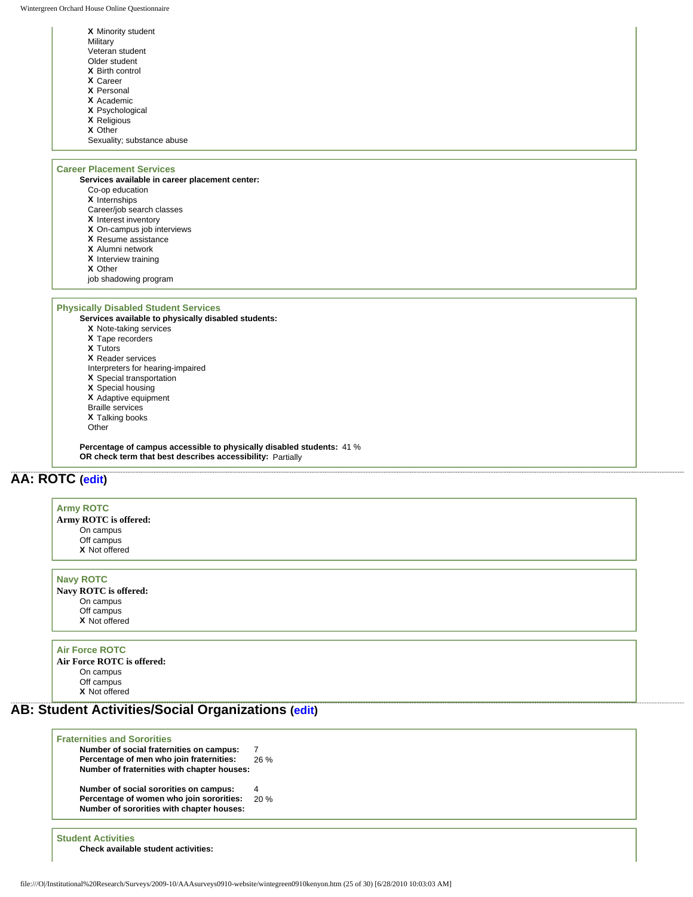X Minority student
Military
Veteran student
Older student
X Birth control
X Career
X Personal
X Academic
X Psychological
X Religious
X Other
Sexuality; substance abuse

### Career Placement Services

**Services available in career placement center:**

Co-op education
X Internships
Career/job search classes
X Interest inventory
X On-campus job interviews
X Resume assistance
X Alumni network
X Interview training
X Other
job shadowing program

### Physically Disabled Student Services

**Services available to physically disabled students:**

X Note-taking services
X Tape recorders
X Tutors
X Reader services
Interpreters for hearing-impaired
X Special transportation
X Special housing
X Adaptive equipment
Braille services
X Talking books
Other

**Percentage of campus accessible to physically disabled students:** 41 %
**OR check term that best describes accessibility:** Partially

## AA: ROTC (edit)

### Army ROTC

**Army ROTC is offered:**

On campus
Off campus
X Not offered

### Navy ROTC

**Navy ROTC is offered:**

On campus
Off campus
X Not offered

### Air Force ROTC

**Air Force ROTC is offered:**

On campus
Off campus
X Not offered

## AB: Student Activities/Social Organizations (edit)

### Fraternities and Sororities

**Number of social fraternities on campus:** 7
**Percentage of men who join fraternities:** 26 %
**Number of fraternities with chapter houses:**

**Number of social sororities on campus:** 4
**Percentage of women who join sororities:** 20 %
**Number of sororities with chapter houses:**

### Student Activities

**Check available student activities:**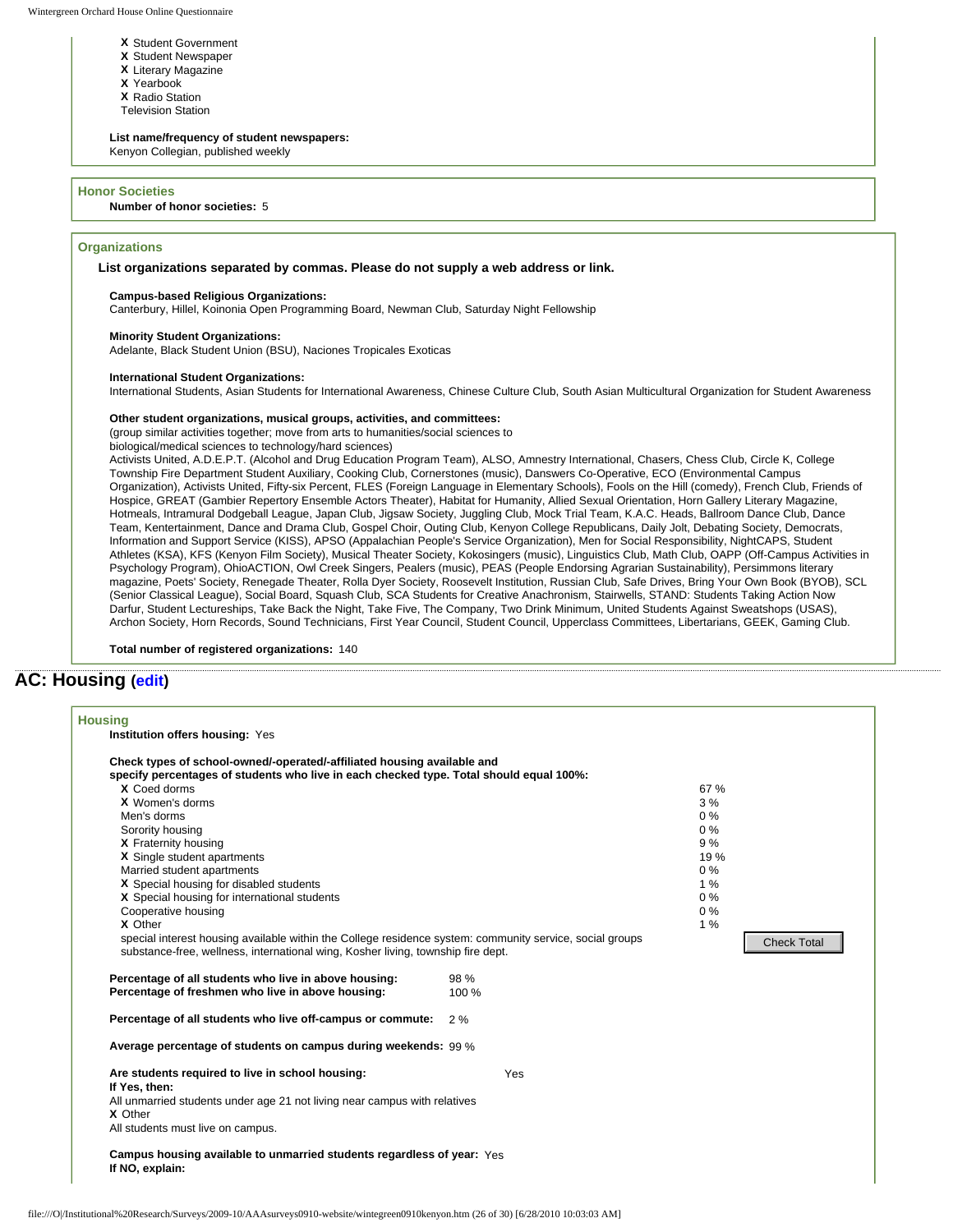- X Student Government
- X Student Newspaper
- X Literary Magazine
- X Yearbook
- X Radio Station
- Television Station

**List name/frequency of student newspapers:**
Kenyon Collegian, published weekly

### Honor Societies

**Number of honor societies:** 5

### Organizations

**List organizations separated by commas. Please do not supply a web address or link.**

**Campus-based Religious Organizations:**
Canterbury, Hillel, Koinonia Open Programming Board, Newman Club, Saturday Night Fellowship

**Minority Student Organizations:**
Adelante, Black Student Union (BSU), Naciones Tropicales Exoticas

**International Student Organizations:**
International Students, Asian Students for International Awareness, Chinese Culture Club, South Asian Multicultural Organization for Student Awareness

**Other student organizations, musical groups, activities, and committees:**
(group similar activities together; move from arts to humanities/social sciences to biological/medical sciences to technology/hard sciences)
Activists United, A.D.E.P.T. (Alcohol and Drug Education Program Team), ALSO, Amnestry International, Chasers, Chess Club, Circle K, College Township Fire Department Student Auxiliary, Cooking Club, Cornerstones (music), Danswers Co-Operative, ECO (Environmental Campus Organization), Activists United, Fifty-six Percent, FLES (Foreign Language in Elementary Schools), Fools on the Hill (comedy), French Club, Friends of Hospice, GREAT (Gambier Repertory Ensemble Actors Theater), Habitat for Humanity, Allied Sexual Orientation, Horn Gallery Literary Magazine, Hotmeals, Intramural Dodgeball League, Japan Club, Jigsaw Society, Juggling Club, Mock Trial Team, K.A.C. Heads, Ballroom Dance Club, Dance Team, Kentertainment, Dance and Drama Club, Gospel Choir, Outing Club, Kenyon College Republicans, Daily Jolt, Debating Society, Democrats, Information and Support Service (KISS), APSO (Appalachian People's Service Organization), Men for Social Responsibility, NightCAPS, Student Athletes (KSA), KFS (Kenyon Film Society), Musical Theater Society, Kokosingers (music), Linguistics Club, Math Club, OAPP (Off-Campus Activities in Psychology Program), OhioACTION, Owl Creek Singers, Pealers (music), PEAS (People Endorsing Agrarian Sustainability), Persimmons literary magazine, Poets' Society, Renegade Theater, Rolla Dyer Society, Roosevelt Institution, Russian Club, Safe Drives, Bring Your Own Book (BYOB), SCL (Senior Classical League), Social Board, Squash Club, SCA Students for Creative Anachronism, Stairwells, STAND: Students Taking Action Now Darfur, Student Lectureships, Take Back the Night, Take Five, The Company, Two Drink Minimum, United Students Against Sweatshops (USAS), Archon Society, Horn Records, Sound Technicians, First Year Council, Student Council, Upperclass Committees, Libertarians, GEEK, Gaming Club.

**Total number of registered organizations:** 140

## AC: Housing (edit)

### Housing

**Institution offers housing:** Yes

**Check types of school-owned/-operated/-affiliated housing available and specify percentages of students who live in each checked type. Total should equal 100%:**

| | Type | Percentage |
|---|---|---|
| X | Coed dorms | 67 % |
| X | Women's dorms | 3 % |
| | Men's dorms | 0 % |
| | Sorority housing | 0 % |
| X | Fraternity housing | 9 % |
| X | Single student apartments | 19 % |
| | Married student apartments | 0 % |
| X | Special housing for disabled students | 1 % |
| X | Special housing for international students | 0 % |
| | Cooperative housing | 0 % |
| X | Other | 1 % |

special interest housing available within the College residence system: community service, social groups substance-free, wellness, international wing, Kosher living, township fire dept.

Check Total

**Percentage of all students who live in above housing:** 98 %
**Percentage of freshmen who live in above housing:** 100 %

**Percentage of all students who live off-campus or commute:** 2 %

**Average percentage of students on campus during weekends:** 99 %

**Are students required to live in school housing:** Yes
**If Yes, then:**
All unmarried students under age 21 not living near campus with relatives
X Other
All students must live on campus.

**Campus housing available to unmarried students regardless of year:** Yes
**If NO, explain:**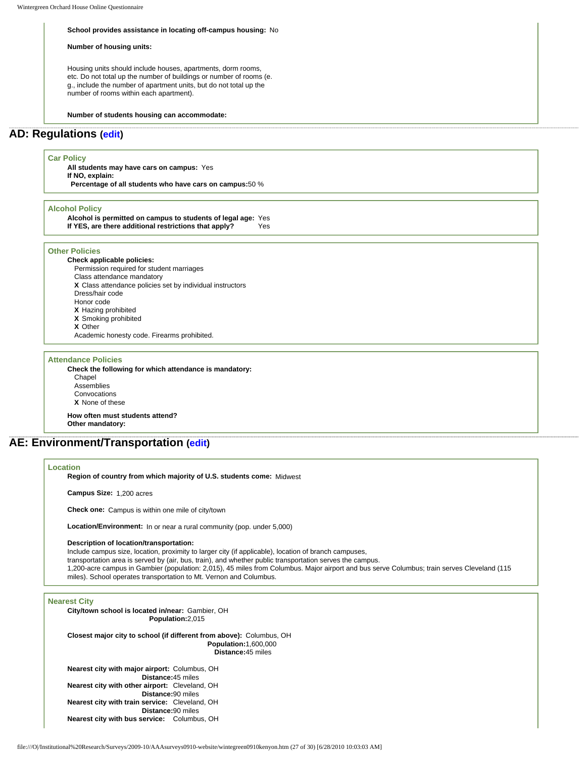**School provides assistance in locating off-campus housing:** No

**Number of housing units:**

Housing units should include houses, apartments, dorm rooms, etc. Do not total up the number of buildings or number of rooms (e. g., include the number of apartment units, but do not total up the number of rooms within each apartment).

**Number of students housing can accommodate:**

## AD: Regulations (edit)

### Car Policy

**All students may have cars on campus:** Yes
**If NO, explain:**
**Percentage of all students who have cars on campus:** 50 %

### Alcohol Policy

**Alcohol is permitted on campus to students of legal age:** Yes
**If YES, are there additional restrictions that apply?** Yes

### Other Policies

**Check applicable policies:**

- Permission required for student marriages
- Class attendance mandatory
- **X** Class attendance policies set by individual instructors
- Dress/hair code
- Honor code
- **X** Hazing prohibited
- **X** Smoking prohibited
- **X** Other

Academic honesty code. Firearms prohibited.

### Attendance Policies

**Check the following for which attendance is mandatory:**

- Chapel
- Assemblies
- Convocations
- **X** None of these

**How often must students attend?**
**Other mandatory:**

## AE: Environment/Transportation (edit)

### Location

**Region of country from which majority of U.S. students come:** Midwest

**Campus Size:** 1,200 acres

**Check one:** Campus is within one mile of city/town

**Location/Environment:** In or near a rural community (pop. under 5,000)

**Description of location/transportation:**
Include campus size, location, proximity to larger city (if applicable), location of branch campuses, transportation area is served by (air, bus, train), and whether public transportation serves the campus.
1,200-acre campus in Gambier (population: 2,015), 45 miles from Columbus. Major airport and bus serve Columbus; train serves Cleveland (115 miles). School operates transportation to Mt. Vernon and Columbus.

### Nearest City

**City/town school is located in/near:** Gambier, OH
**Population:** 2,015

**Closest major city to school (if different from above):** Columbus, OH
**Population:** 1,600,000
**Distance:** 45 miles

**Nearest city with major airport:** Columbus, OH
**Distance:** 45 miles
**Nearest city with other airport:** Cleveland, OH
**Distance:** 90 miles
**Nearest city with train service:** Cleveland, OH
**Distance:** 90 miles
**Nearest city with bus service:** Columbus, OH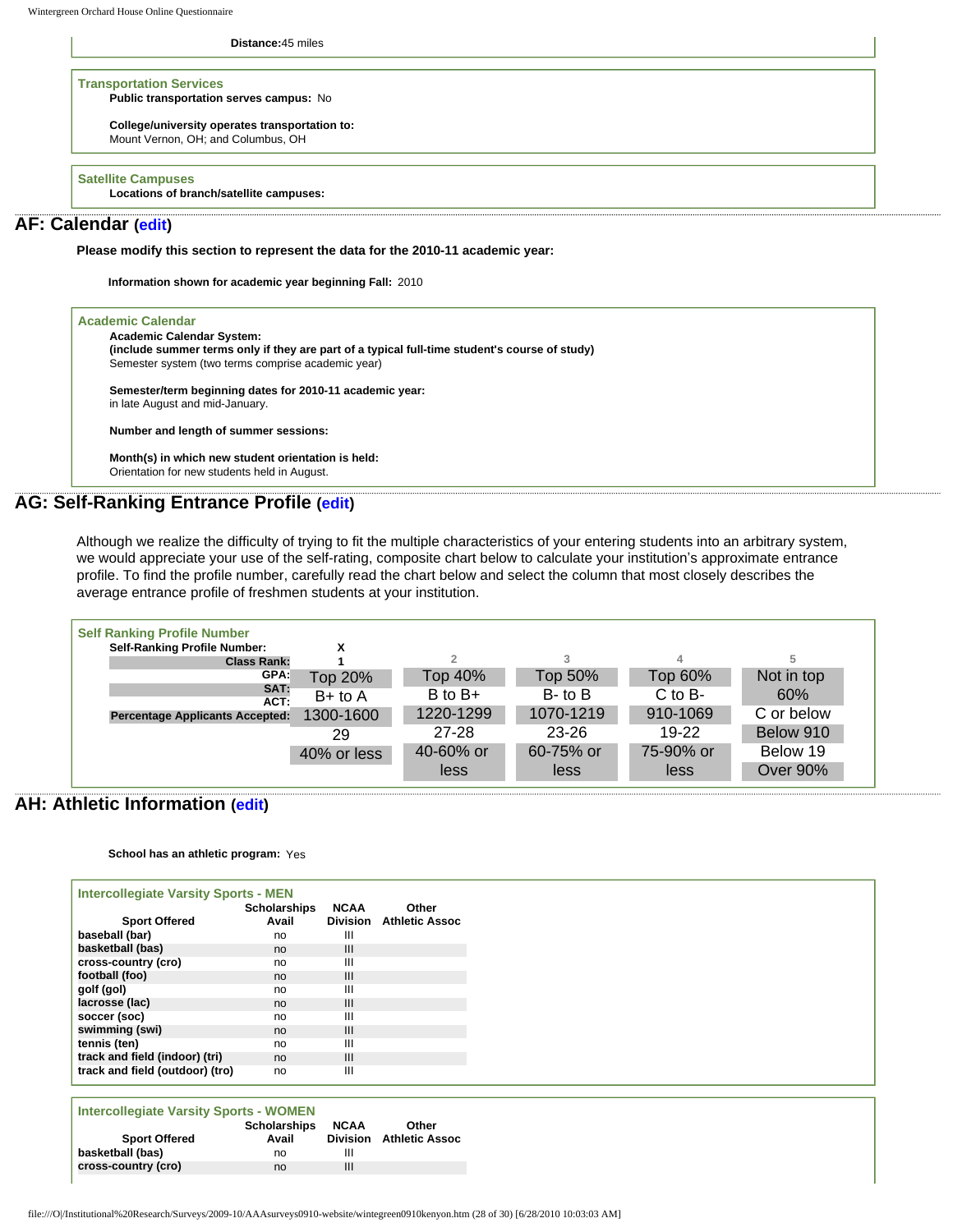**Distance:** 45 miles

### Transportation Services

**Public transportation serves campus:** No

**College/university operates transportation to:**
Mount Vernon, OH; and Columbus, OH

### Satellite Campuses

**Locations of branch/satellite campuses:**

## AF: Calendar (edit)

**Please modify this section to represent the data for the 2010-11 academic year:**

**Information shown for academic year beginning Fall:** 2010

### Academic Calendar

**Academic Calendar System:**
**(include summer terms only if they are part of a typical full-time student's course of study)**
Semester system (two terms comprise academic year)

**Semester/term beginning dates for 2010-11 academic year:**
in late August and mid-January.

**Number and length of summer sessions:**

**Month(s) in which new student orientation is held:**
Orientation for new students held in August.

## AG: Self-Ranking Entrance Profile (edit)

Although we realize the difficulty of trying to fit the multiple characteristics of your entering students into an arbitrary system, we would appreciate your use of the self-rating, composite chart below to calculate your institution's approximate entrance profile. To find the profile number, carefully read the chart below and select the column that most closely describes the average entrance profile of freshmen students at your institution.

### Self Ranking Profile Number

**Self-Ranking Profile Number:** X

| | 1 | 2 | 3 | 4 | 5 |
|---|---|---|---|---|---|
| **Class Rank:** | Top 20% | Top 40% | Top 50% | Top 60% | Not in top 60% |
| **GPA:** | B+ to A | B to B+ | B- to B | C to B- | C or below |
| **SAT:** | 1300-1600 | 1220-1299 | 1070-1219 | 910-1069 | Below 910 |
| **ACT:** | 29 | 27-28 | 23-26 | 19-22 | Below 19 |
| **Percentage Applicants Accepted:** | 40% or less | 40-60% or less | 60-75% or less | 75-90% or less | Over 90% |

## AH: Athletic Information (edit)

**School has an athletic program:** Yes

### Intercollegiate Varsity Sports - MEN

| Sport Offered | Scholarships Avail | NCAA Division | Other Athletic Assoc |
|---|---|---|---|
| baseball (bar) | no | III | |
| basketball (bas) | no | III | |
| cross-country (cro) | no | III | |
| football (foo) | no | III | |
| golf (gol) | no | III | |
| lacrosse (lac) | no | III | |
| soccer (soc) | no | III | |
| swimming (swi) | no | III | |
| tennis (ten) | no | III | |
| track and field (indoor) (tri) | no | III | |
| track and field (outdoor) (tro) | no | III | |

### Intercollegiate Varsity Sports - WOMEN

| Sport Offered | Scholarships Avail | NCAA Division | Other Athletic Assoc |
|---|---|---|---|
| basketball (bas) | no | III | |
| cross-country (cro) | no | III | |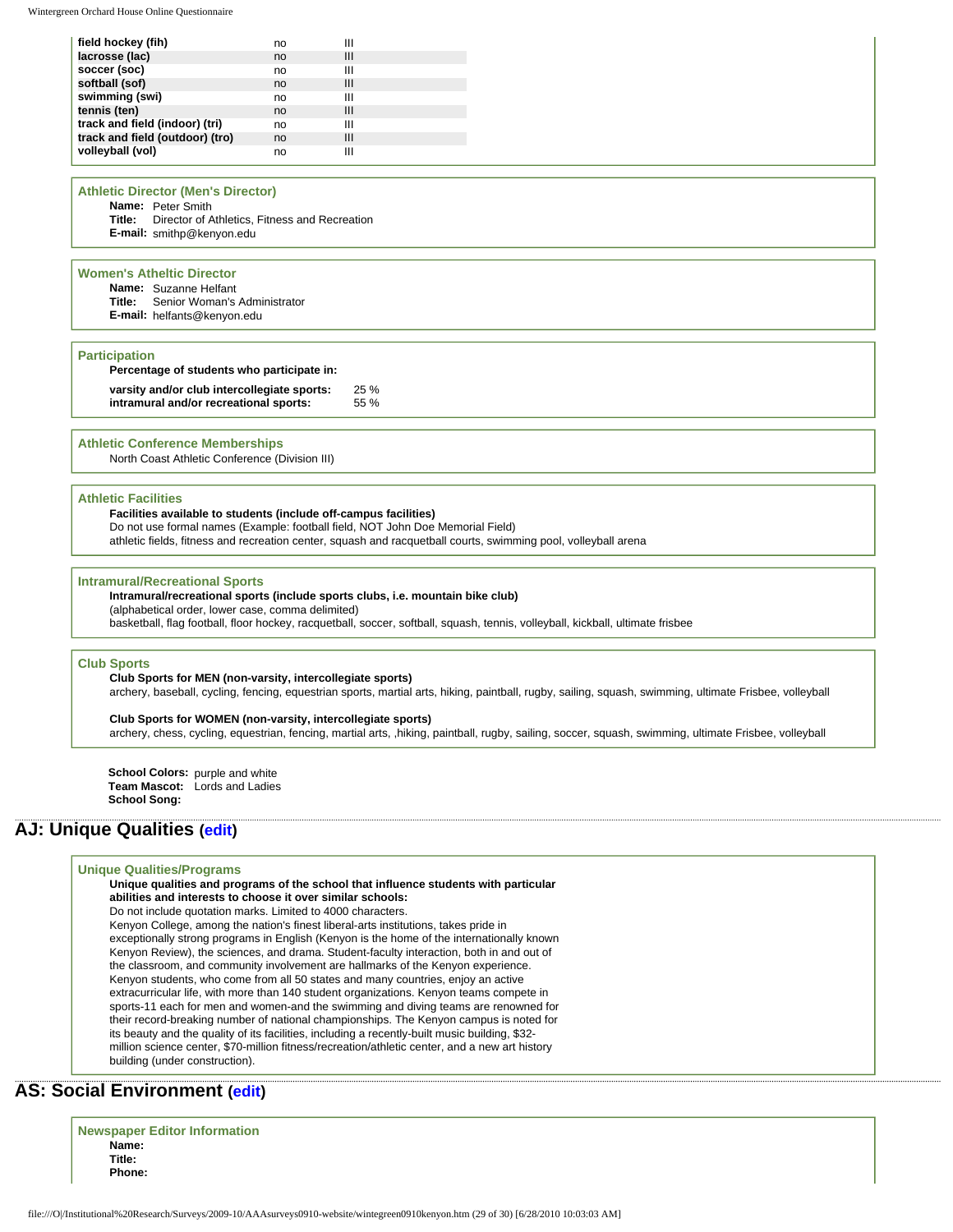| | | |
|---|---|---|
| **field hockey (fih)** | no | III |
| **lacrosse (lac)** | no | III |
| **soccer (soc)** | no | III |
| **softball (sof)** | no | III |
| **swimming (swi)** | no | III |
| **tennis (ten)** | no | III |
| **track and field (indoor) (tri)** | no | III |
| **track and field (outdoor) (tro)** | no | III |
| **volleyball (vol)** | no | III |

### Athletic Director (Men's Director)

**Name:** Peter Smith
**Title:** Director of Athletics, Fitness and Recreation
**E-mail:** smithp@kenyon.edu

### Women's Atheltic Director

**Name:** Suzanne Helfant
**Title:** Senior Woman's Administrator
**E-mail:** helfants@kenyon.edu

### Participation

**Percentage of students who participate in:**

| | |
|---|---|
| **varsity and/or club intercollegiate sports:** | 25 % |
| **intramural and/or recreational sports:** | 55 % |

### Athletic Conference Memberships

North Coast Athletic Conference (Division III)

### Athletic Facilities

**Facilities available to students (include off-campus facilities)**
Do not use formal names (Example: football field, NOT John Doe Memorial Field)
athletic fields, fitness and recreation center, squash and racquetball courts, swimming pool, volleyball arena

### Intramural/Recreational Sports

**Intramural/recreational sports (include sports clubs, i.e. mountain bike club)**
(alphabetical order, lower case, comma delimited)
basketball, flag football, floor hockey, racquetball, soccer, softball, squash, tennis, volleyball, kickball, ultimate frisbee

### Club Sports

**Club Sports for MEN (non-varsity, intercollegiate sports)**
archery, baseball, cycling, fencing, equestrian sports, martial arts, hiking, paintball, rugby, sailing, squash, swimming, ultimate Frisbee, volleyball

**Club Sports for WOMEN (non-varsity, intercollegiate sports)**
archery, chess, cycling, equestrian, fencing, martial arts, ,hiking, paintball, rugby, sailing, soccer, squash, swimming, ultimate Frisbee, volleyball

**School Colors:** purple and white
**Team Mascot:** Lords and Ladies
**School Song:**

## AJ: Unique Qualities (edit)

### Unique Qualities/Programs

**Unique qualities and programs of the school that influence students with particular abilities and interests to choose it over similar schools:**
Do not include quotation marks. Limited to 4000 characters.
Kenyon College, among the nation's finest liberal-arts institutions, takes pride in exceptionally strong programs in English (Kenyon is the home of the internationally known Kenyon Review), the sciences, and drama. Student-faculty interaction, both in and out of the classroom, and community involvement are hallmarks of the Kenyon experience. Kenyon students, who come from all 50 states and many countries, enjoy an active extracurricular life, with more than 140 student organizations. Kenyon teams compete in sports-11 each for men and women-and the swimming and diving teams are renowned for their record-breaking number of national championships. The Kenyon campus is noted for its beauty and the quality of its facilities, including a recently-built music building, $32-million science center, $70-million fitness/recreation/athletic center, and a new art history building (under construction).

## AS: Social Environment (edit)

### Newspaper Editor Information

**Name:**
**Title:**
**Phone:**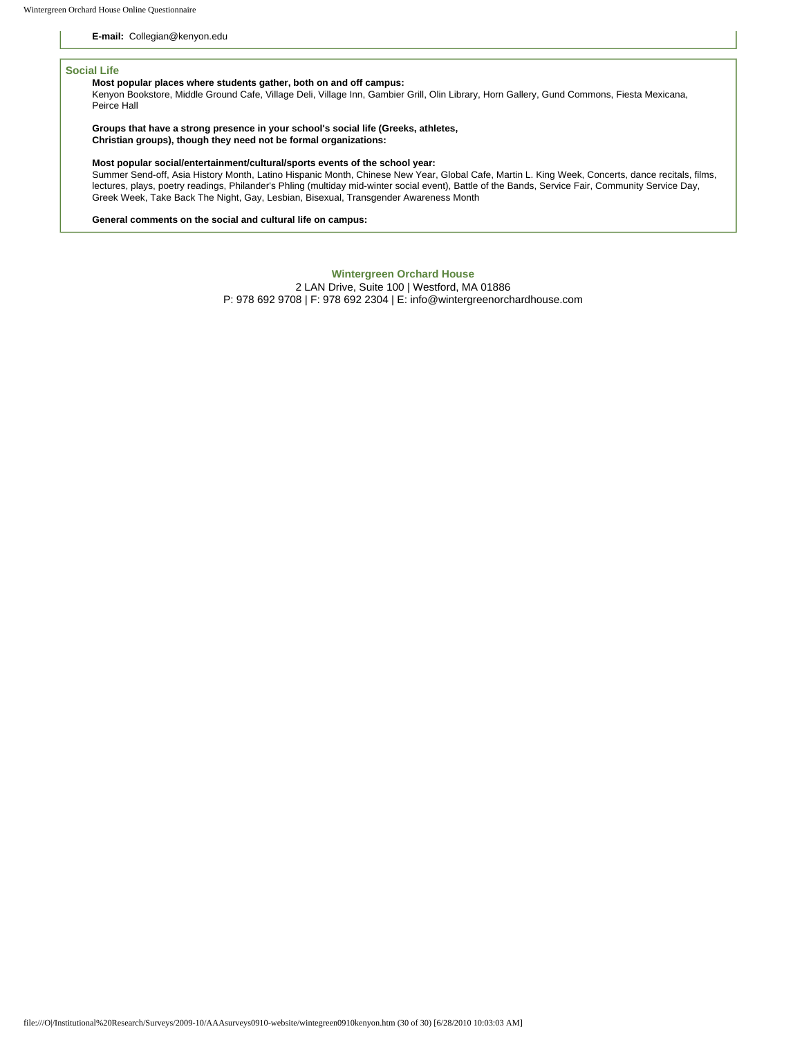**E-mail:** Collegian@kenyon.edu

## Social Life

**Most popular places where students gather, both on and off campus:**
Kenyon Bookstore, Middle Ground Cafe, Village Deli, Village Inn, Gambier Grill, Olin Library, Horn Gallery, Gund Commons, Fiesta Mexicana, Peirce Hall

**Groups that have a strong presence in your school's social life (Greeks, athletes, Christian groups), though they need not be formal organizations:**

**Most popular social/entertainment/cultural/sports events of the school year:**
Summer Send-off, Asia History Month, Latino Hispanic Month, Chinese New Year, Global Cafe, Martin L. King Week, Concerts, dance recitals, films, lectures, plays, poetry readings, Philander's Phling (multiday mid-winter social event), Battle of the Bands, Service Fair, Community Service Day, Greek Week, Take Back The Night, Gay, Lesbian, Bisexual, Transgender Awareness Month

**General comments on the social and cultural life on campus:**

**Wintergreen Orchard House**
2 LAN Drive, Suite 100 | Westford, MA 01886
P: 978 692 9708 | F: 978 692 2304 | E: info@wintergreenorchardhouse.com